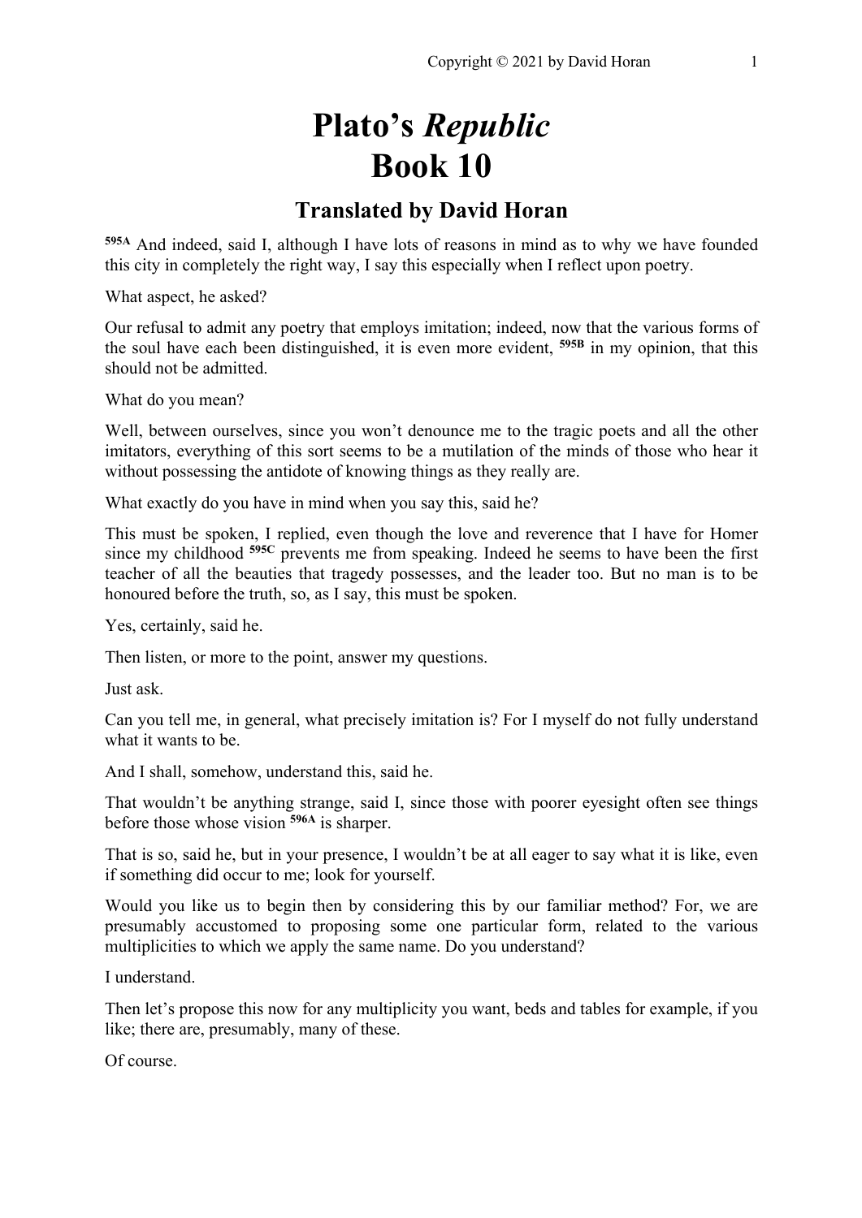# Plato's *Republic*
# Book 10

## Translated by David Horan

**595A** And indeed, said I, although I have lots of reasons in mind as to why we have founded this city in completely the right way, I say this especially when I reflect upon poetry.

What aspect, he asked?

Our refusal to admit any poetry that employs imitation; indeed, now that the various forms of the soul have each been distinguished, it is even more evident, **595B** in my opinion, that this should not be admitted.

What do you mean?

Well, between ourselves, since you won't denounce me to the tragic poets and all the other imitators, everything of this sort seems to be a mutilation of the minds of those who hear it without possessing the antidote of knowing things as they really are.

What exactly do you have in mind when you say this, said he?

This must be spoken, I replied, even though the love and reverence that I have for Homer since my childhood **595C** prevents me from speaking. Indeed he seems to have been the first teacher of all the beauties that tragedy possesses, and the leader too. But no man is to be honoured before the truth, so, as I say, this must be spoken.

Yes, certainly, said he.

Then listen, or more to the point, answer my questions.

Just ask.

Can you tell me, in general, what precisely imitation is? For I myself do not fully understand what it wants to be.

And I shall, somehow, understand this, said he.

That wouldn't be anything strange, said I, since those with poorer eyesight often see things before those whose vision **596A** is sharper.

That is so, said he, but in your presence, I wouldn't be at all eager to say what it is like, even if something did occur to me; look for yourself.

Would you like us to begin then by considering this by our familiar method? For, we are presumably accustomed to proposing some one particular form, related to the various multiplicities to which we apply the same name. Do you understand?

I understand.

Then let's propose this now for any multiplicity you want, beds and tables for example, if you like; there are, presumably, many of these.

Of course.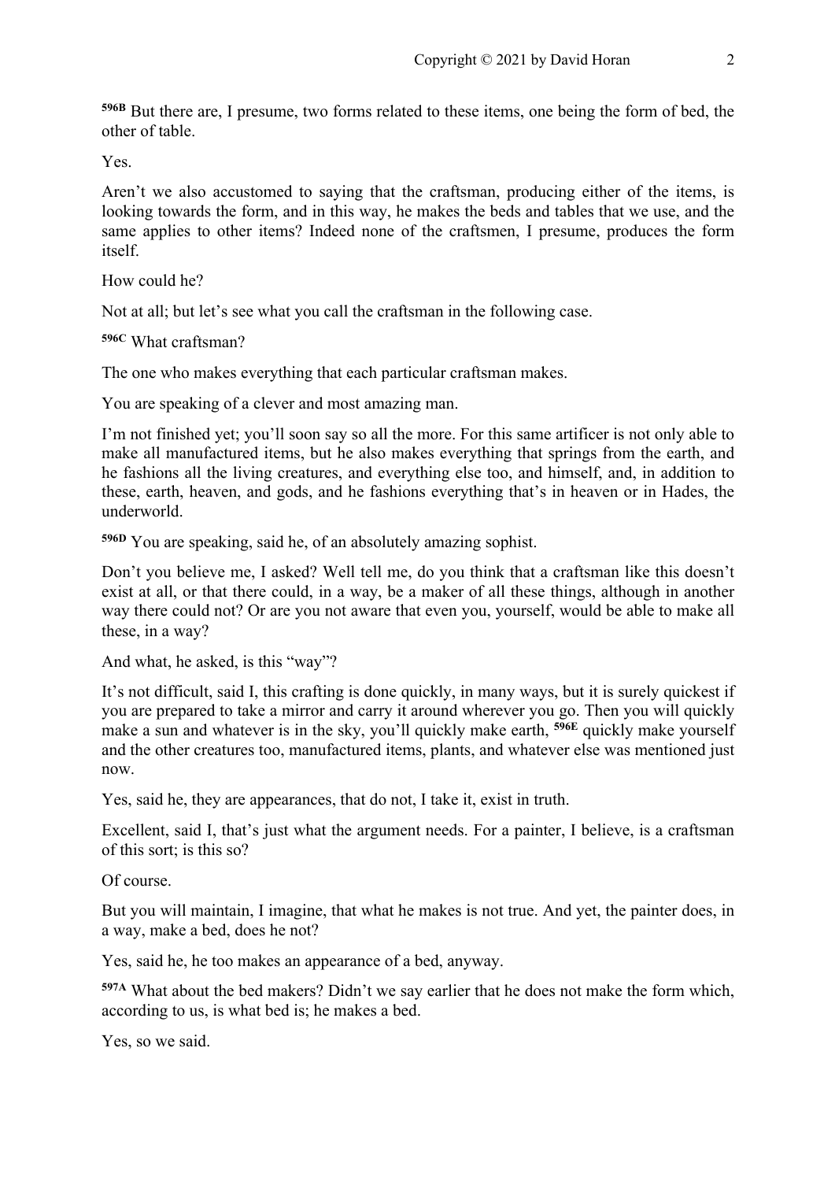[596B] But there are, I presume, two forms related to these items, one being the form of bed, the other of table.

Yes.

Aren't we also accustomed to saying that the craftsman, producing either of the items, is looking towards the form, and in this way, he makes the beds and tables that we use, and the same applies to other items? Indeed none of the craftsmen, I presume, produces the form itself.

How could he?

Not at all; but let's see what you call the craftsman in the following case.

[596C] What craftsman?

The one who makes everything that each particular craftsman makes.

You are speaking of a clever and most amazing man.

I'm not finished yet; you'll soon say so all the more. For this same artificer is not only able to make all manufactured items, but he also makes everything that springs from the earth, and he fashions all the living creatures, and everything else too, and himself, and, in addition to these, earth, heaven, and gods, and he fashions everything that's in heaven or in Hades, the underworld.

[596D] You are speaking, said he, of an absolutely amazing sophist.

Don't you believe me, I asked? Well tell me, do you think that a craftsman like this doesn't exist at all, or that there could, in a way, be a maker of all these things, although in another way there could not? Or are you not aware that even you, yourself, would be able to make all these, in a way?

And what, he asked, is this "way"?

It's not difficult, said I, this crafting is done quickly, in many ways, but it is surely quickest if you are prepared to take a mirror and carry it around wherever you go. Then you will quickly make a sun and whatever is in the sky, you'll quickly make earth, [596E] quickly make yourself and the other creatures too, manufactured items, plants, and whatever else was mentioned just now.

Yes, said he, they are appearances, that do not, I take it, exist in truth.

Excellent, said I, that's just what the argument needs. For a painter, I believe, is a craftsman of this sort; is this so?

Of course.

But you will maintain, I imagine, that what he makes is not true. And yet, the painter does, in a way, make a bed, does he not?

Yes, said he, he too makes an appearance of a bed, anyway.

[597A] What about the bed makers? Didn't we say earlier that he does not make the form which, according to us, is what bed is; he makes a bed.

Yes, so we said.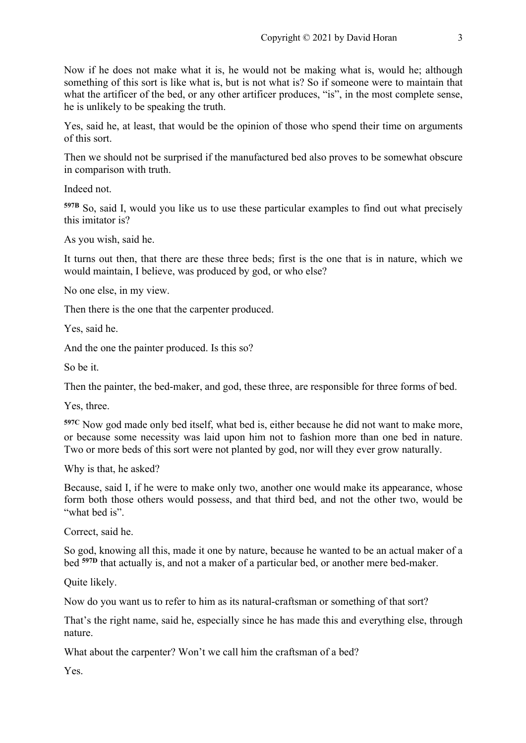Now if he does not make what it is, he would not be making what is, would he; although something of this sort is like what is, but is not what is? So if someone were to maintain that what the artificer of the bed, or any other artificer produces, "is", in the most complete sense, he is unlikely to be speaking the truth.

Yes, said he, at least, that would be the opinion of those who spend their time on arguments of this sort.

Then we should not be surprised if the manufactured bed also proves to be somewhat obscure in comparison with truth.

Indeed not.

**597B** So, said I, would you like us to use these particular examples to find out what precisely this imitator is?

As you wish, said he.

It turns out then, that there are these three beds; first is the one that is in nature, which we would maintain, I believe, was produced by god, or who else?

No one else, in my view.

Then there is the one that the carpenter produced.

Yes, said he.

And the one the painter produced. Is this so?

So be it.

Then the painter, the bed-maker, and god, these three, are responsible for three forms of bed.

Yes, three.

**597C** Now god made only bed itself, what bed is, either because he did not want to make more, or because some necessity was laid upon him not to fashion more than one bed in nature. Two or more beds of this sort were not planted by god, nor will they ever grow naturally.

Why is that, he asked?

Because, said I, if he were to make only two, another one would make its appearance, whose form both those others would possess, and that third bed, and not the other two, would be "what bed is".

Correct, said he.

So god, knowing all this, made it one by nature, because he wanted to be an actual maker of a bed **597D** that actually is, and not a maker of a particular bed, or another mere bed-maker.

Quite likely.

Now do you want us to refer to him as its natural-craftsman or something of that sort?

That's the right name, said he, especially since he has made this and everything else, through nature.

What about the carpenter? Won't we call him the craftsman of a bed?

Yes.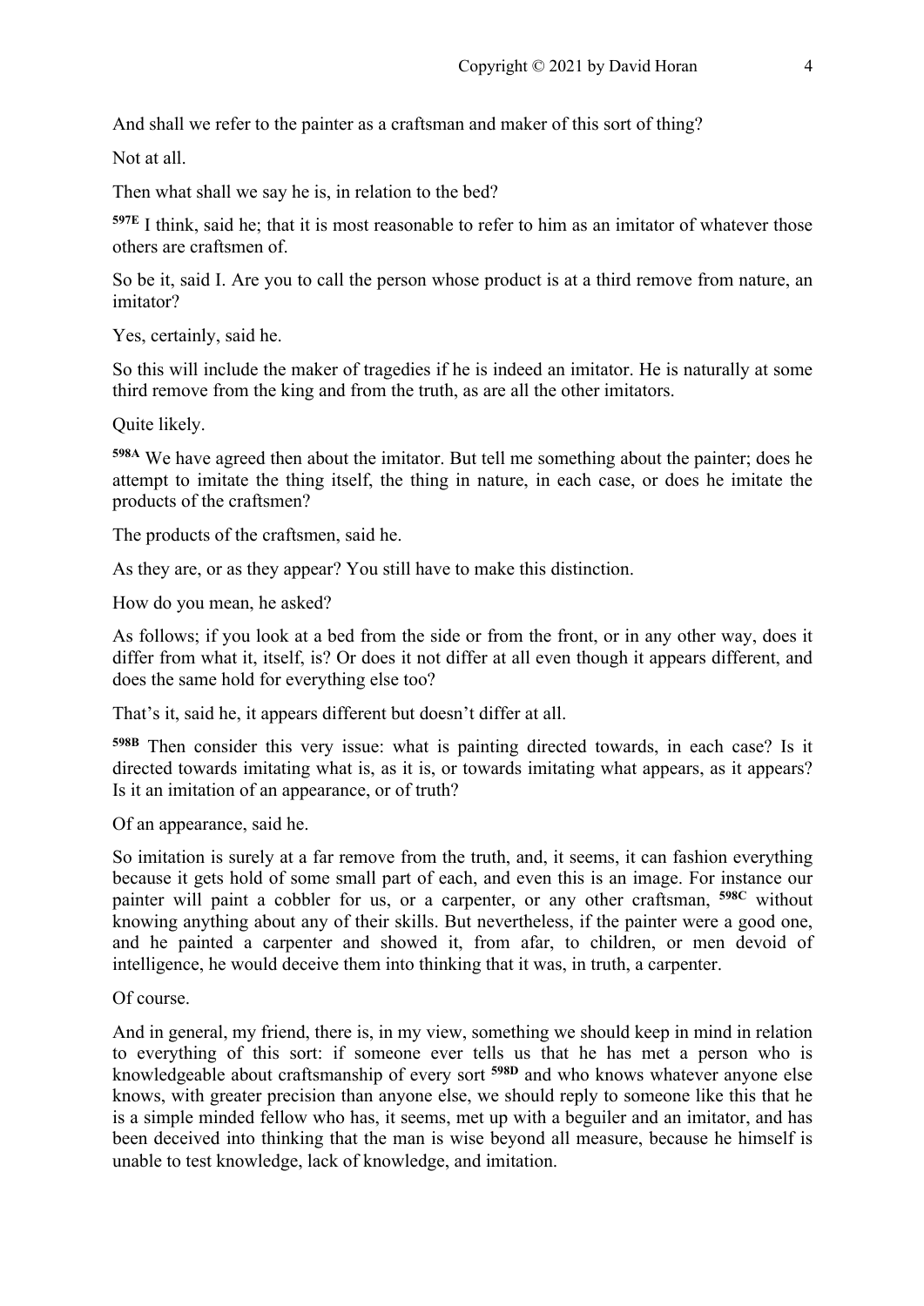And shall we refer to the painter as a craftsman and maker of this sort of thing?

Not at all.

Then what shall we say he is, in relation to the bed?

**597E** I think, said he; that it is most reasonable to refer to him as an imitator of whatever those others are craftsmen of.

So be it, said I. Are you to call the person whose product is at a third remove from nature, an imitator?

Yes, certainly, said he.

So this will include the maker of tragedies if he is indeed an imitator. He is naturally at some third remove from the king and from the truth, as are all the other imitators.

Quite likely.

**598A** We have agreed then about the imitator. But tell me something about the painter; does he attempt to imitate the thing itself, the thing in nature, in each case, or does he imitate the products of the craftsmen?

The products of the craftsmen, said he.

As they are, or as they appear? You still have to make this distinction.

How do you mean, he asked?

As follows; if you look at a bed from the side or from the front, or in any other way, does it differ from what it, itself, is? Or does it not differ at all even though it appears different, and does the same hold for everything else too?

That's it, said he, it appears different but doesn't differ at all.

**598B** Then consider this very issue: what is painting directed towards, in each case? Is it directed towards imitating what is, as it is, or towards imitating what appears, as it appears? Is it an imitation of an appearance, or of truth?

Of an appearance, said he.

So imitation is surely at a far remove from the truth, and, it seems, it can fashion everything because it gets hold of some small part of each, and even this is an image. For instance our painter will paint a cobbler for us, or a carpenter, or any other craftsman, **598C** without knowing anything about any of their skills. But nevertheless, if the painter were a good one, and he painted a carpenter and showed it, from afar, to children, or men devoid of intelligence, he would deceive them into thinking that it was, in truth, a carpenter.

Of course.

And in general, my friend, there is, in my view, something we should keep in mind in relation to everything of this sort: if someone ever tells us that he has met a person who is knowledgeable about craftsmanship of every sort **598D** and who knows whatever anyone else knows, with greater precision than anyone else, we should reply to someone like this that he is a simple minded fellow who has, it seems, met up with a beguiler and an imitator, and has been deceived into thinking that the man is wise beyond all measure, because he himself is unable to test knowledge, lack of knowledge, and imitation.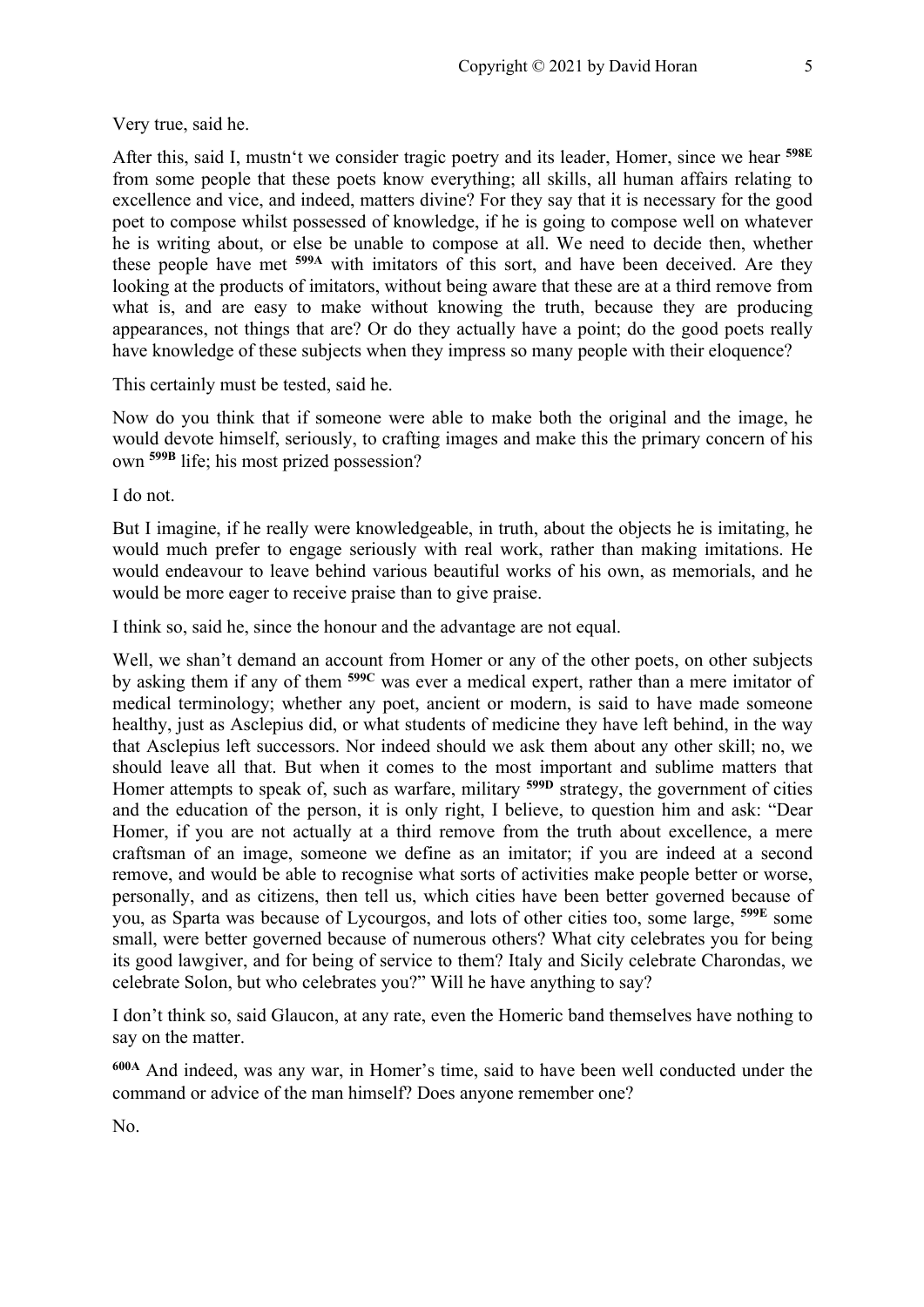Very true, said he.

After this, said I, mustn't we consider tragic poetry and its leader, Homer, since we hear [598E] from some people that these poets know everything; all skills, all human affairs relating to excellence and vice, and indeed, matters divine? For they say that it is necessary for the good poet to compose whilst possessed of knowledge, if he is going to compose well on whatever he is writing about, or else be unable to compose at all. We need to decide then, whether these people have met [599A] with imitators of this sort, and have been deceived. Are they looking at the products of imitators, without being aware that these are at a third remove from what is, and are easy to make without knowing the truth, because they are producing appearances, not things that are? Or do they actually have a point; do the good poets really have knowledge of these subjects when they impress so many people with their eloquence?

This certainly must be tested, said he.

Now do you think that if someone were able to make both the original and the image, he would devote himself, seriously, to crafting images and make this the primary concern of his own [599B] life; his most prized possession?

I do not.

But I imagine, if he really were knowledgeable, in truth, about the objects he is imitating, he would much prefer to engage seriously with real work, rather than making imitations. He would endeavour to leave behind various beautiful works of his own, as memorials, and he would be more eager to receive praise than to give praise.

I think so, said he, since the honour and the advantage are not equal.

Well, we shan't demand an account from Homer or any of the other poets, on other subjects by asking them if any of them [599C] was ever a medical expert, rather than a mere imitator of medical terminology; whether any poet, ancient or modern, is said to have made someone healthy, just as Asclepius did, or what students of medicine they have left behind, in the way that Asclepius left successors. Nor indeed should we ask them about any other skill; no, we should leave all that. But when it comes to the most important and sublime matters that Homer attempts to speak of, such as warfare, military [599D] strategy, the government of cities and the education of the person, it is only right, I believe, to question him and ask: "Dear Homer, if you are not actually at a third remove from the truth about excellence, a mere craftsman of an image, someone we define as an imitator; if you are indeed at a second remove, and would be able to recognise what sorts of activities make people better or worse, personally, and as citizens, then tell us, which cities have been better governed because of you, as Sparta was because of Lycourgos, and lots of other cities too, some large, [599E] some small, were better governed because of numerous others? What city celebrates you for being its good lawgiver, and for being of service to them? Italy and Sicily celebrate Charondas, we celebrate Solon, but who celebrates you?" Will he have anything to say?

I don't think so, said Glaucon, at any rate, even the Homeric band themselves have nothing to say on the matter.

[600A] And indeed, was any war, in Homer's time, said to have been well conducted under the command or advice of the man himself? Does anyone remember one?

No.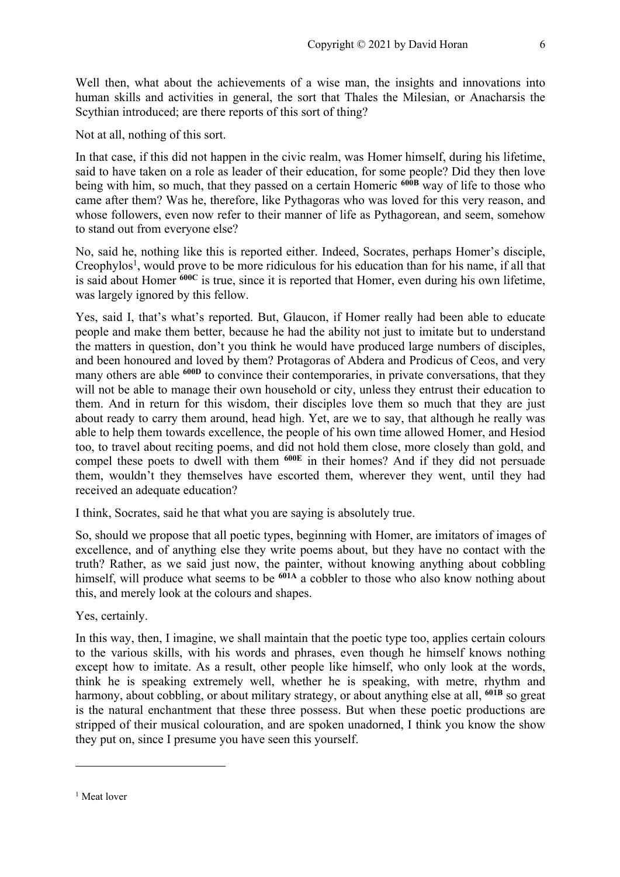Well then, what about the achievements of a wise man, the insights and innovations into human skills and activities in general, the sort that Thales the Milesian, or Anacharsis the Scythian introduced; are there reports of this sort of thing?

Not at all, nothing of this sort.

In that case, if this did not happen in the civic realm, was Homer himself, during his lifetime, said to have taken on a role as leader of their education, for some people? Did they then love being with him, so much, that they passed on a certain Homeric **600B** way of life to those who came after them? Was he, therefore, like Pythagoras who was loved for this very reason, and whose followers, even now refer to their manner of life as Pythagorean, and seem, somehow to stand out from everyone else?

No, said he, nothing like this is reported either. Indeed, Socrates, perhaps Homer's disciple, Creophylos[1], would prove to be more ridiculous for his education than for his name, if all that is said about Homer **600C** is true, since it is reported that Homer, even during his own lifetime, was largely ignored by this fellow.

Yes, said I, that's what's reported. But, Glaucon, if Homer really had been able to educate people and make them better, because he had the ability not just to imitate but to understand the matters in question, don't you think he would have produced large numbers of disciples, and been honoured and loved by them? Protagoras of Abdera and Prodicus of Ceos, and very many others are able **600D** to convince their contemporaries, in private conversations, that they will not be able to manage their own household or city, unless they entrust their education to them. And in return for this wisdom, their disciples love them so much that they are just about ready to carry them around, head high. Yet, are we to say, that although he really was able to help them towards excellence, the people of his own time allowed Homer, and Hesiod too, to travel about reciting poems, and did not hold them close, more closely than gold, and compel these poets to dwell with them **600E** in their homes? And if they did not persuade them, wouldn't they themselves have escorted them, wherever they went, until they had received an adequate education?

I think, Socrates, said he that what you are saying is absolutely true.

So, should we propose that all poetic types, beginning with Homer, are imitators of images of excellence, and of anything else they write poems about, but they have no contact with the truth? Rather, as we said just now, the painter, without knowing anything about cobbling himself, will produce what seems to be **601A** a cobbler to those who also know nothing about this, and merely look at the colours and shapes.

Yes, certainly.

In this way, then, I imagine, we shall maintain that the poetic type too, applies certain colours to the various skills, with his words and phrases, even though he himself knows nothing except how to imitate. As a result, other people like himself, who only look at the words, think he is speaking extremely well, whether he is speaking, with metre, rhythm and harmony, about cobbling, or about military strategy, or about anything else at all, **601B** so great is the natural enchantment that these three possess. But when these poetic productions are stripped of their musical colouration, and are spoken unadorned, I think you know the show they put on, since I presume you have seen this yourself.

---

[1] Meat lover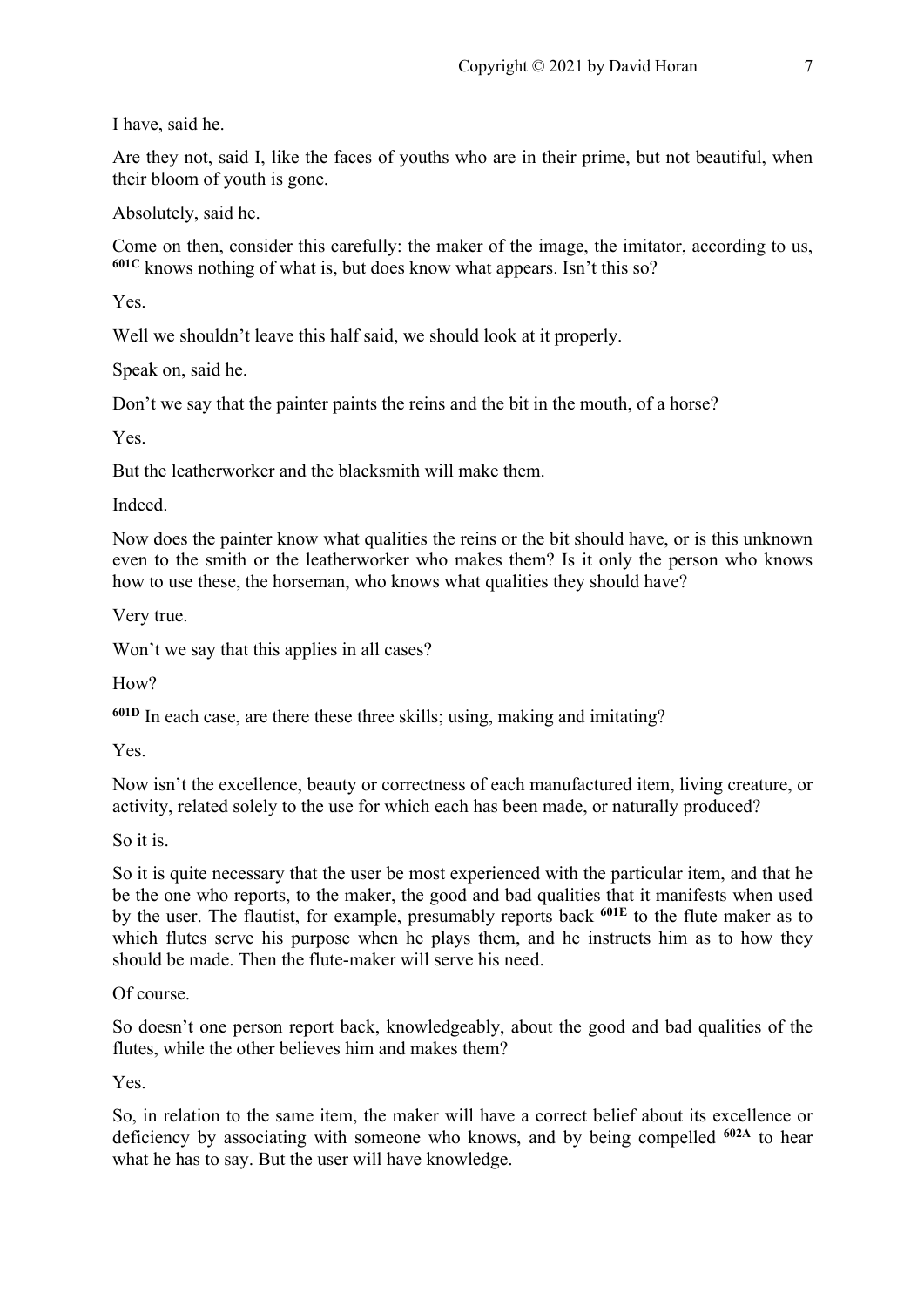I have, said he.

Are they not, said I, like the faces of youths who are in their prime, but not beautiful, when their bloom of youth is gone.

Absolutely, said he.

Come on then, consider this carefully: the maker of the image, the imitator, according to us, **601C** knows nothing of what is, but does know what appears. Isn't this so?

Yes.

Well we shouldn't leave this half said, we should look at it properly.

Speak on, said he.

Don't we say that the painter paints the reins and the bit in the mouth, of a horse?

Yes.

But the leatherworker and the blacksmith will make them.

Indeed.

Now does the painter know what qualities the reins or the bit should have, or is this unknown even to the smith or the leatherworker who makes them? Is it only the person who knows how to use these, the horseman, who knows what qualities they should have?

Very true.

Won't we say that this applies in all cases?

How?

**601D** In each case, are there these three skills; using, making and imitating?

Yes.

Now isn't the excellence, beauty or correctness of each manufactured item, living creature, or activity, related solely to the use for which each has been made, or naturally produced?

So it is.

So it is quite necessary that the user be most experienced with the particular item, and that he be the one who reports, to the maker, the good and bad qualities that it manifests when used by the user. The flautist, for example, presumably reports back **601E** to the flute maker as to which flutes serve his purpose when he plays them, and he instructs him as to how they should be made. Then the flute-maker will serve his need.

Of course.

So doesn't one person report back, knowledgeably, about the good and bad qualities of the flutes, while the other believes him and makes them?

Yes.

So, in relation to the same item, the maker will have a correct belief about its excellence or deficiency by associating with someone who knows, and by being compelled **602A** to hear what he has to say. But the user will have knowledge.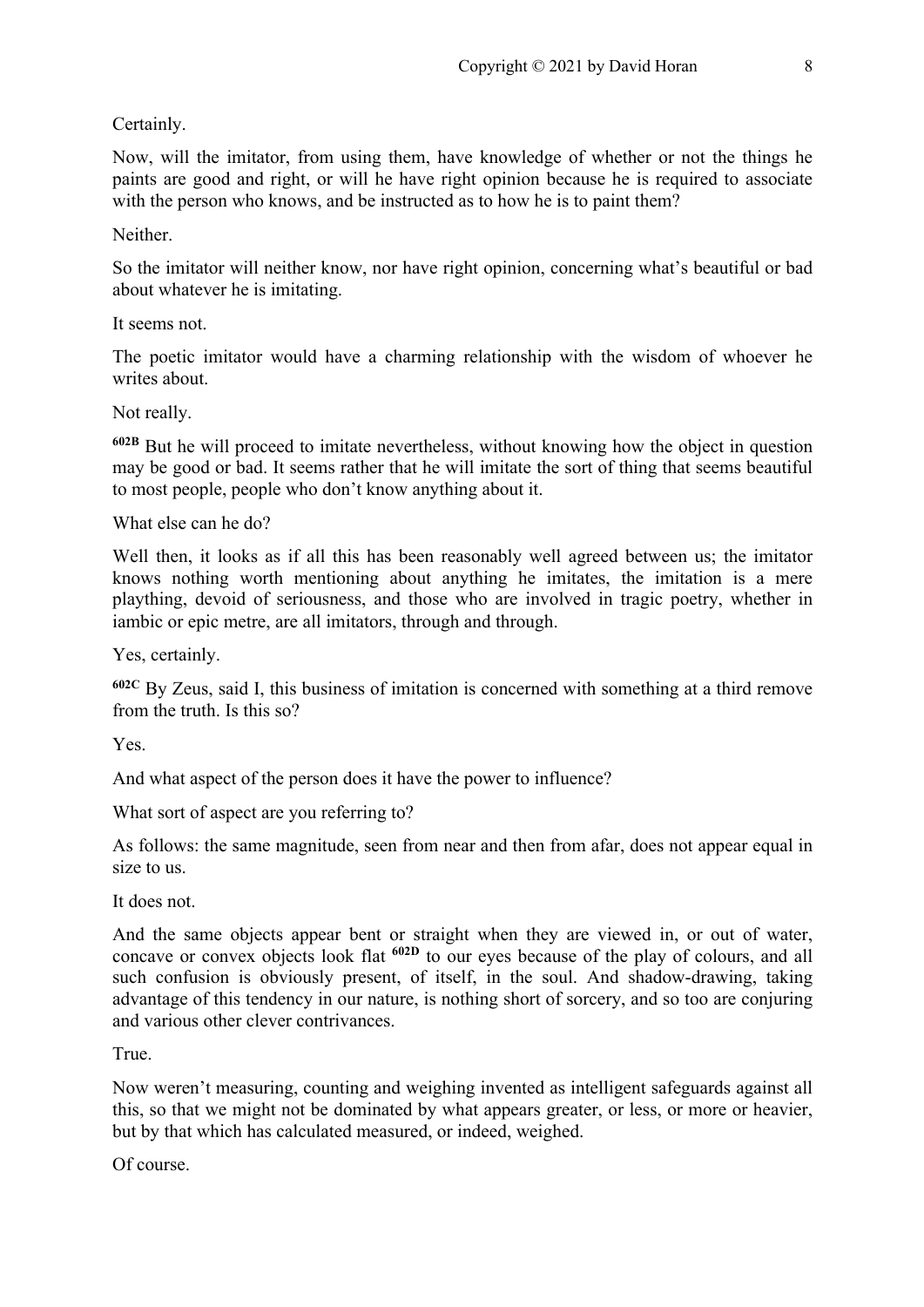Certainly.

Now, will the imitator, from using them, have knowledge of whether or not the things he paints are good and right, or will he have right opinion because he is required to associate with the person who knows, and be instructed as to how he is to paint them?

Neither.

So the imitator will neither know, nor have right opinion, concerning what's beautiful or bad about whatever he is imitating.

It seems not.

The poetic imitator would have a charming relationship with the wisdom of whoever he writes about.

Not really.

**602B** But he will proceed to imitate nevertheless, without knowing how the object in question may be good or bad. It seems rather that he will imitate the sort of thing that seems beautiful to most people, people who don't know anything about it.

What else can he do?

Well then, it looks as if all this has been reasonably well agreed between us; the imitator knows nothing worth mentioning about anything he imitates, the imitation is a mere plaything, devoid of seriousness, and those who are involved in tragic poetry, whether in iambic or epic metre, are all imitators, through and through.

Yes, certainly.

**602C** By Zeus, said I, this business of imitation is concerned with something at a third remove from the truth. Is this so?

Yes.

And what aspect of the person does it have the power to influence?

What sort of aspect are you referring to?

As follows: the same magnitude, seen from near and then from afar, does not appear equal in size to us.

It does not.

And the same objects appear bent or straight when they are viewed in, or out of water, concave or convex objects look flat **602D** to our eyes because of the play of colours, and all such confusion is obviously present, of itself, in the soul. And shadow-drawing, taking advantage of this tendency in our nature, is nothing short of sorcery, and so too are conjuring and various other clever contrivances.

True.

Now weren't measuring, counting and weighing invented as intelligent safeguards against all this, so that we might not be dominated by what appears greater, or less, or more or heavier, but by that which has calculated measured, or indeed, weighed.

Of course.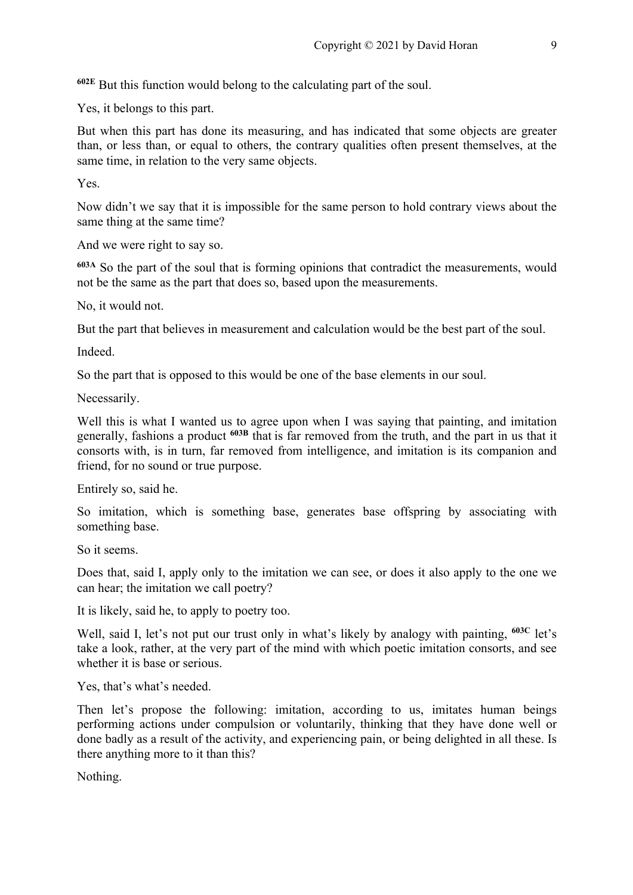[602E] But this function would belong to the calculating part of the soul.

Yes, it belongs to this part.

But when this part has done its measuring, and has indicated that some objects are greater than, or less than, or equal to others, the contrary qualities often present themselves, at the same time, in relation to the very same objects.

Yes.

Now didn't we say that it is impossible for the same person to hold contrary views about the same thing at the same time?

And we were right to say so.

[603A] So the part of the soul that is forming opinions that contradict the measurements, would not be the same as the part that does so, based upon the measurements.

No, it would not.

But the part that believes in measurement and calculation would be the best part of the soul.

Indeed.

So the part that is opposed to this would be one of the base elements in our soul.

Necessarily.

Well this is what I wanted us to agree upon when I was saying that painting, and imitation generally, fashions a product [603B] that is far removed from the truth, and the part in us that it consorts with, is in turn, far removed from intelligence, and imitation is its companion and friend, for no sound or true purpose.

Entirely so, said he.

So imitation, which is something base, generates base offspring by associating with something base.

So it seems.

Does that, said I, apply only to the imitation we can see, or does it also apply to the one we can hear; the imitation we call poetry?

It is likely, said he, to apply to poetry too.

Well, said I, let's not put our trust only in what's likely by analogy with painting, [603C] let's take a look, rather, at the very part of the mind with which poetic imitation consorts, and see whether it is base or serious.

Yes, that's what's needed.

Then let's propose the following: imitation, according to us, imitates human beings performing actions under compulsion or voluntarily, thinking that they have done well or done badly as a result of the activity, and experiencing pain, or being delighted in all these. Is there anything more to it than this?

Nothing.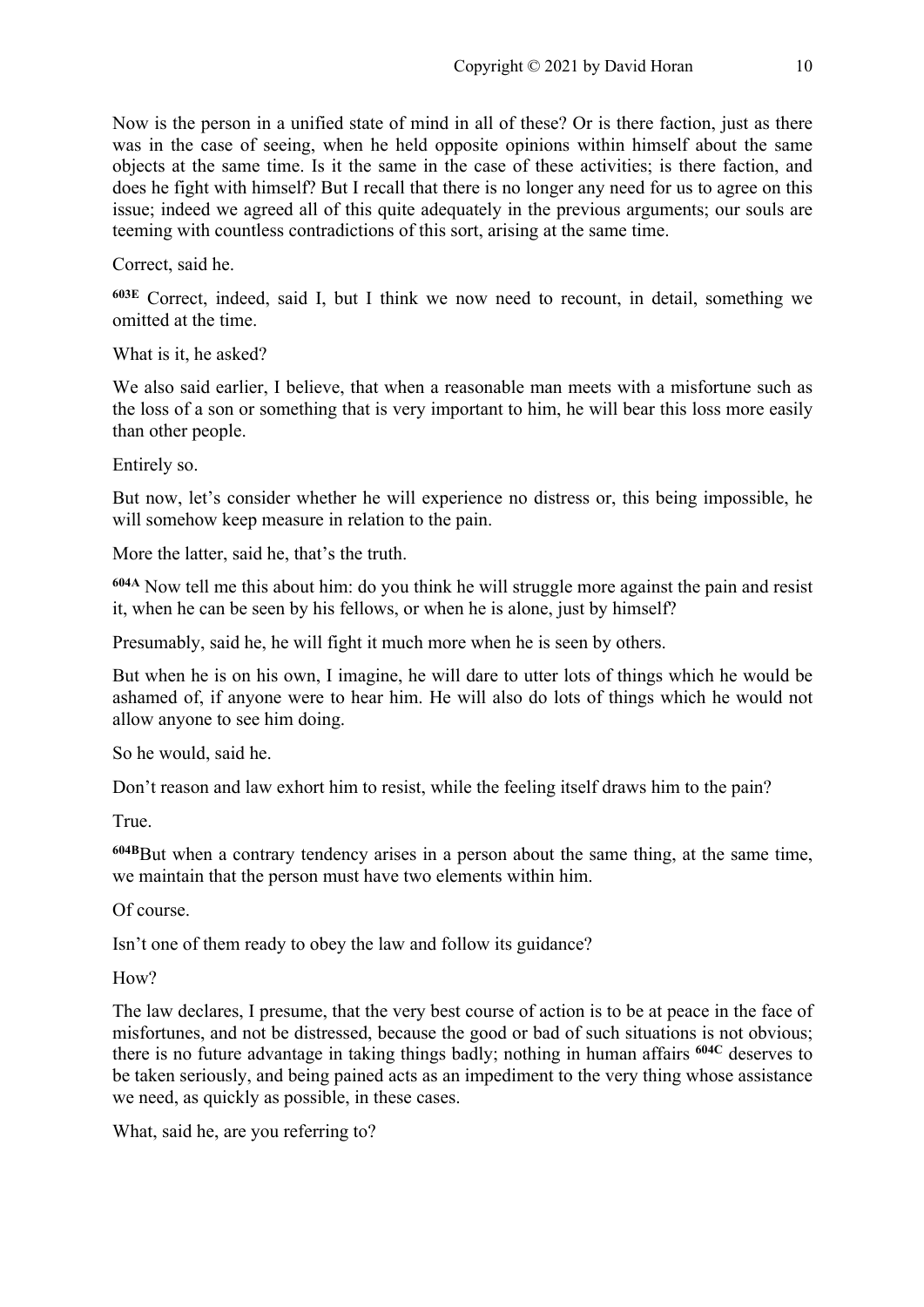Now is the person in a unified state of mind in all of these? Or is there faction, just as there was in the case of seeing, when he held opposite opinions within himself about the same objects at the same time. Is it the same in the case of these activities; is there faction, and does he fight with himself? But I recall that there is no longer any need for us to agree on this issue; indeed we agreed all of this quite adequately in the previous arguments; our souls are teeming with countless contradictions of this sort, arising at the same time.

Correct, said he.

**603E** Correct, indeed, said I, but I think we now need to recount, in detail, something we omitted at the time.

What is it, he asked?

We also said earlier, I believe, that when a reasonable man meets with a misfortune such as the loss of a son or something that is very important to him, he will bear this loss more easily than other people.

Entirely so.

But now, let's consider whether he will experience no distress or, this being impossible, he will somehow keep measure in relation to the pain.

More the latter, said he, that's the truth.

**604A** Now tell me this about him: do you think he will struggle more against the pain and resist it, when he can be seen by his fellows, or when he is alone, just by himself?

Presumably, said he, he will fight it much more when he is seen by others.

But when he is on his own, I imagine, he will dare to utter lots of things which he would be ashamed of, if anyone were to hear him. He will also do lots of things which he would not allow anyone to see him doing.

So he would, said he.

Don't reason and law exhort him to resist, while the feeling itself draws him to the pain?

True.

**604B** But when a contrary tendency arises in a person about the same thing, at the same time, we maintain that the person must have two elements within him.

Of course.

Isn't one of them ready to obey the law and follow its guidance?

How?

The law declares, I presume, that the very best course of action is to be at peace in the face of misfortunes, and not be distressed, because the good or bad of such situations is not obvious; there is no future advantage in taking things badly; nothing in human affairs **604C** deserves to be taken seriously, and being pained acts as an impediment to the very thing whose assistance we need, as quickly as possible, in these cases.

What, said he, are you referring to?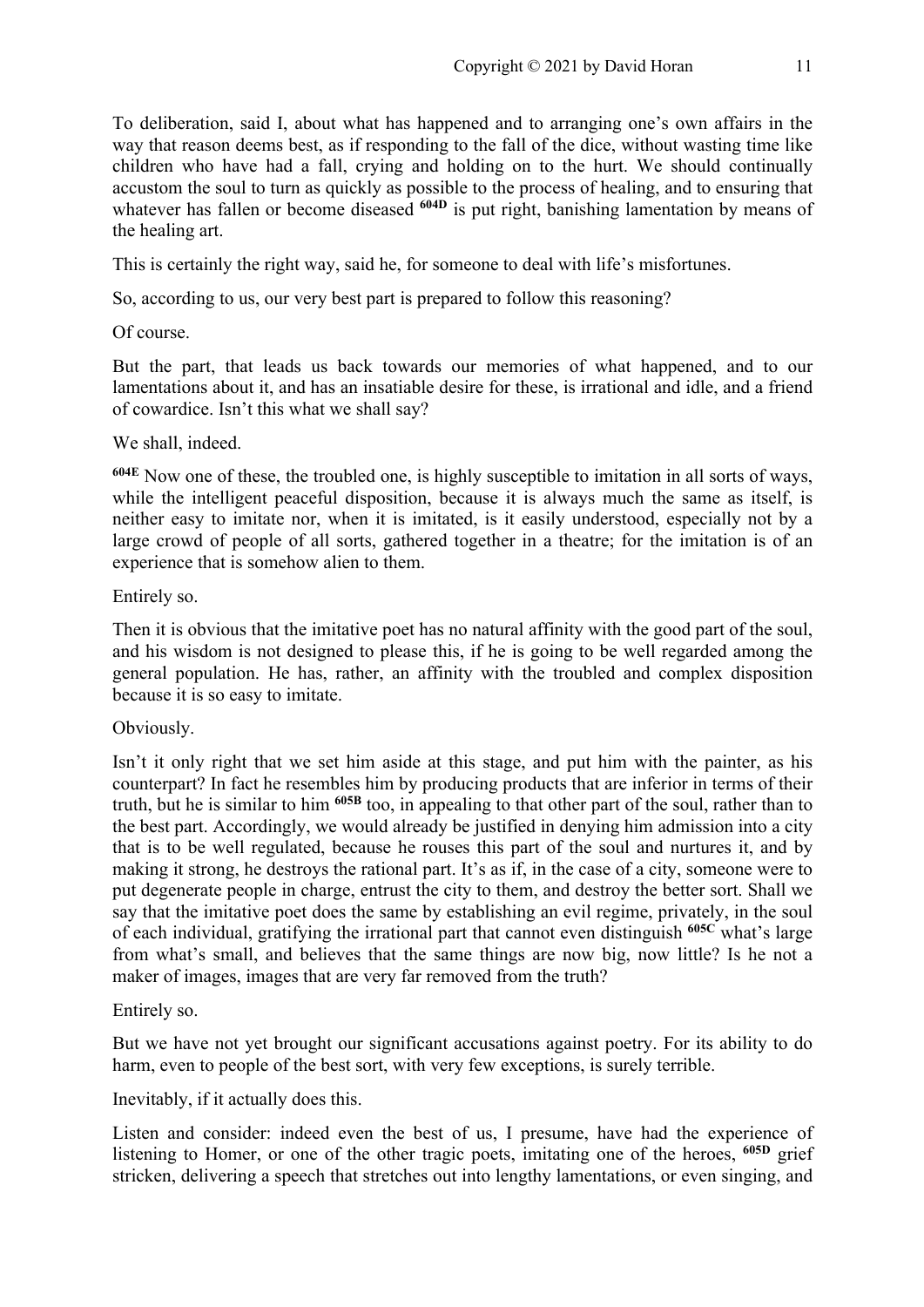To deliberation, said I, about what has happened and to arranging one's own affairs in the way that reason deems best, as if responding to the fall of the dice, without wasting time like children who have had a fall, crying and holding on to the hurt. We should continually accustom the soul to turn as quickly as possible to the process of healing, and to ensuring that whatever has fallen or become diseased **604D** is put right, banishing lamentation by means of the healing art.

This is certainly the right way, said he, for someone to deal with life's misfortunes.

So, according to us, our very best part is prepared to follow this reasoning?

Of course.

But the part, that leads us back towards our memories of what happened, and to our lamentations about it, and has an insatiable desire for these, is irrational and idle, and a friend of cowardice. Isn't this what we shall say?

We shall, indeed.

**604E** Now one of these, the troubled one, is highly susceptible to imitation in all sorts of ways, while the intelligent peaceful disposition, because it is always much the same as itself, is neither easy to imitate nor, when it is imitated, is it easily understood, especially not by a large crowd of people of all sorts, gathered together in a theatre; for the imitation is of an experience that is somehow alien to them.

Entirely so.

Then it is obvious that the imitative poet has no natural affinity with the good part of the soul, and his wisdom is not designed to please this, if he is going to be well regarded among the general population. He has, rather, an affinity with the troubled and complex disposition because it is so easy to imitate.

Obviously.

Isn't it only right that we set him aside at this stage, and put him with the painter, as his counterpart? In fact he resembles him by producing products that are inferior in terms of their truth, but he is similar to him **605B** too, in appealing to that other part of the soul, rather than to the best part. Accordingly, we would already be justified in denying him admission into a city that is to be well regulated, because he rouses this part of the soul and nurtures it, and by making it strong, he destroys the rational part. It's as if, in the case of a city, someone were to put degenerate people in charge, entrust the city to them, and destroy the better sort. Shall we say that the imitative poet does the same by establishing an evil regime, privately, in the soul of each individual, gratifying the irrational part that cannot even distinguish **605C** what's large from what's small, and believes that the same things are now big, now little? Is he not a maker of images, images that are very far removed from the truth?

Entirely so.

But we have not yet brought our significant accusations against poetry. For its ability to do harm, even to people of the best sort, with very few exceptions, is surely terrible.

Inevitably, if it actually does this.

Listen and consider: indeed even the best of us, I presume, have had the experience of listening to Homer, or one of the other tragic poets, imitating one of the heroes, **605D** grief stricken, delivering a speech that stretches out into lengthy lamentations, or even singing, and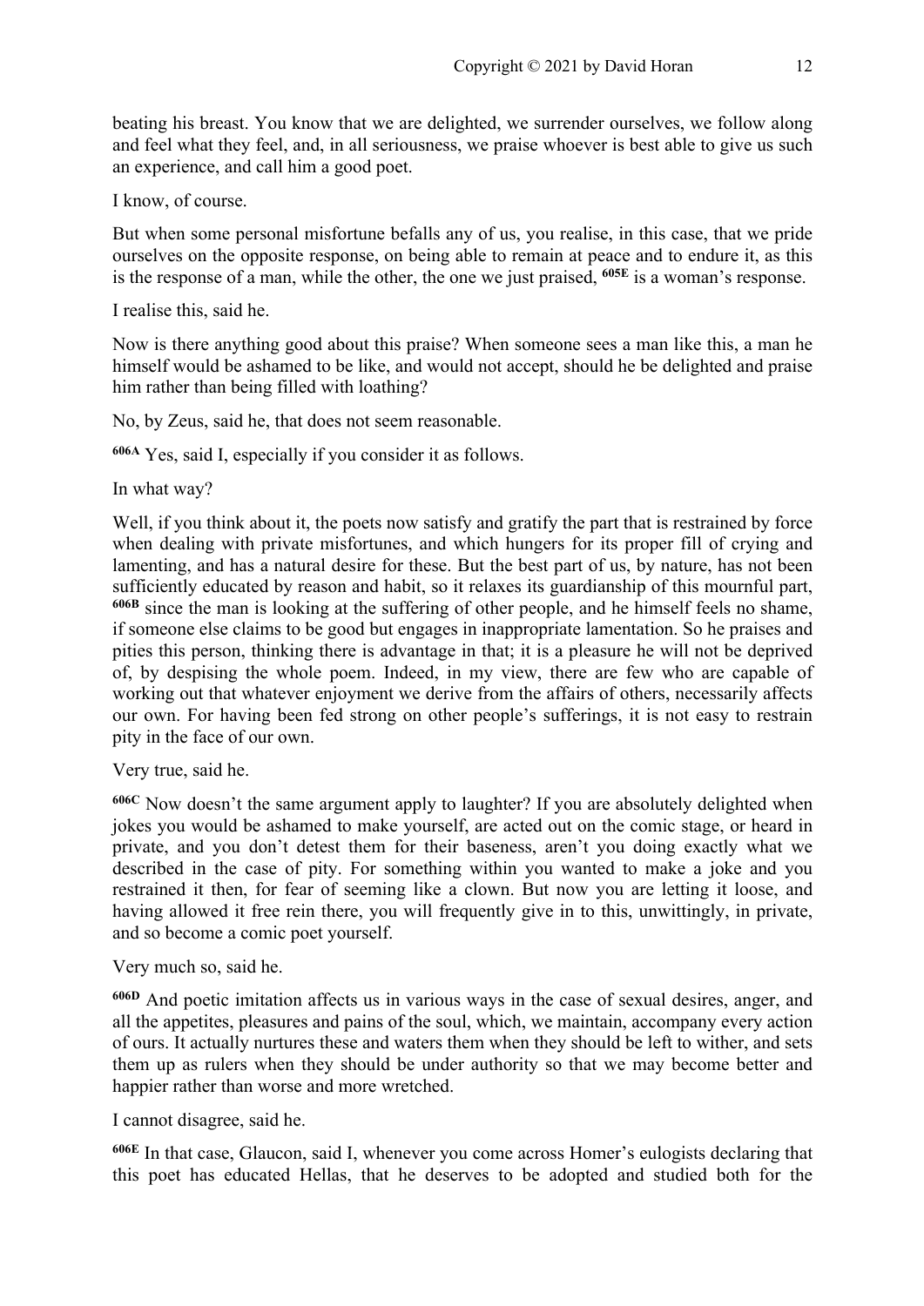beating his breast. You know that we are delighted, we surrender ourselves, we follow along and feel what they feel, and, in all seriousness, we praise whoever is best able to give us such an experience, and call him a good poet.

I know, of course.

But when some personal misfortune befalls any of us, you realise, in this case, that we pride ourselves on the opposite response, on being able to remain at peace and to endure it, as this is the response of a man, while the other, the one we just praised, **605E** is a woman's response.

I realise this, said he.

Now is there anything good about this praise? When someone sees a man like this, a man he himself would be ashamed to be like, and would not accept, should he be delighted and praise him rather than being filled with loathing?

No, by Zeus, said he, that does not seem reasonable.

**606A** Yes, said I, especially if you consider it as follows.

In what way?

Well, if you think about it, the poets now satisfy and gratify the part that is restrained by force when dealing with private misfortunes, and which hungers for its proper fill of crying and lamenting, and has a natural desire for these. But the best part of us, by nature, has not been sufficiently educated by reason and habit, so it relaxes its guardianship of this mournful part, **606B** since the man is looking at the suffering of other people, and he himself feels no shame, if someone else claims to be good but engages in inappropriate lamentation. So he praises and pities this person, thinking there is advantage in that; it is a pleasure he will not be deprived of, by despising the whole poem. Indeed, in my view, there are few who are capable of working out that whatever enjoyment we derive from the affairs of others, necessarily affects our own. For having been fed strong on other people's sufferings, it is not easy to restrain pity in the face of our own.

Very true, said he.

**606C** Now doesn't the same argument apply to laughter? If you are absolutely delighted when jokes you would be ashamed to make yourself, are acted out on the comic stage, or heard in private, and you don't detest them for their baseness, aren't you doing exactly what we described in the case of pity. For something within you wanted to make a joke and you restrained it then, for fear of seeming like a clown. But now you are letting it loose, and having allowed it free rein there, you will frequently give in to this, unwittingly, in private, and so become a comic poet yourself.

Very much so, said he.

**606D** And poetic imitation affects us in various ways in the case of sexual desires, anger, and all the appetites, pleasures and pains of the soul, which, we maintain, accompany every action of ours. It actually nurtures these and waters them when they should be left to wither, and sets them up as rulers when they should be under authority so that we may become better and happier rather than worse and more wretched.

I cannot disagree, said he.

**606E** In that case, Glaucon, said I, whenever you come across Homer's eulogists declaring that this poet has educated Hellas, that he deserves to be adopted and studied both for the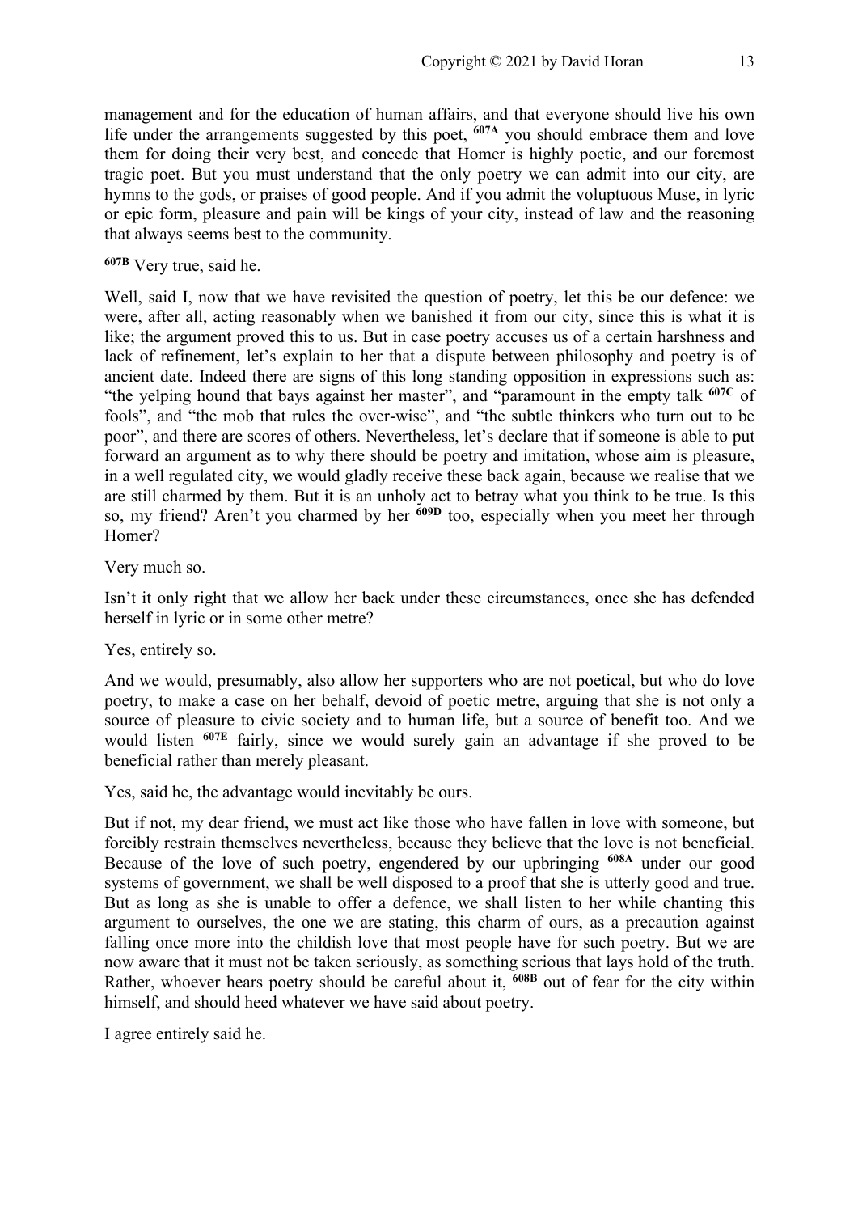management and for the education of human affairs, and that everyone should live his own life under the arrangements suggested by this poet, **607A** you should embrace them and love them for doing their very best, and concede that Homer is highly poetic, and our foremost tragic poet. But you must understand that the only poetry we can admit into our city, are hymns to the gods, or praises of good people. And if you admit the voluptuous Muse, in lyric or epic form, pleasure and pain will be kings of your city, instead of law and the reasoning that always seems best to the community.

**607B** Very true, said he.

Well, said I, now that we have revisited the question of poetry, let this be our defence: we were, after all, acting reasonably when we banished it from our city, since this is what it is like; the argument proved this to us. But in case poetry accuses us of a certain harshness and lack of refinement, let's explain to her that a dispute between philosophy and poetry is of ancient date. Indeed there are signs of this long standing opposition in expressions such as: "the yelping hound that bays against her master", and "paramount in the empty talk **607C** of fools", and "the mob that rules the over-wise", and "the subtle thinkers who turn out to be poor", and there are scores of others. Nevertheless, let's declare that if someone is able to put forward an argument as to why there should be poetry and imitation, whose aim is pleasure, in a well regulated city, we would gladly receive these back again, because we realise that we are still charmed by them. But it is an unholy act to betray what you think to be true. Is this so, my friend? Aren't you charmed by her **609D** too, especially when you meet her through Homer?

Very much so.

Isn't it only right that we allow her back under these circumstances, once she has defended herself in lyric or in some other metre?

Yes, entirely so.

And we would, presumably, also allow her supporters who are not poetical, but who do love poetry, to make a case on her behalf, devoid of poetic metre, arguing that she is not only a source of pleasure to civic society and to human life, but a source of benefit too. And we would listen **607E** fairly, since we would surely gain an advantage if she proved to be beneficial rather than merely pleasant.

Yes, said he, the advantage would inevitably be ours.

But if not, my dear friend, we must act like those who have fallen in love with someone, but forcibly restrain themselves nevertheless, because they believe that the love is not beneficial. Because of the love of such poetry, engendered by our upbringing **608A** under our good systems of government, we shall be well disposed to a proof that she is utterly good and true. But as long as she is unable to offer a defence, we shall listen to her while chanting this argument to ourselves, the one we are stating, this charm of ours, as a precaution against falling once more into the childish love that most people have for such poetry. But we are now aware that it must not be taken seriously, as something serious that lays hold of the truth. Rather, whoever hears poetry should be careful about it, **608B** out of fear for the city within himself, and should heed whatever we have said about poetry.

I agree entirely said he.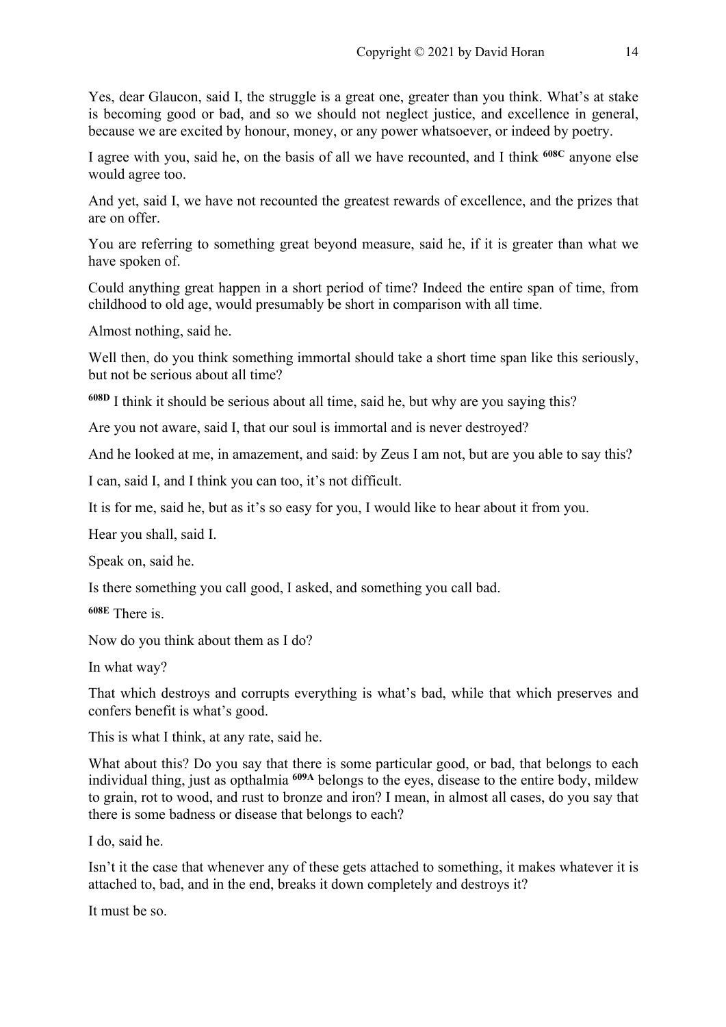Yes, dear Glaucon, said I, the struggle is a great one, greater than you think. What's at stake is becoming good or bad, and so we should not neglect justice, and excellence in general, because we are excited by honour, money, or any power whatsoever, or indeed by poetry.

I agree with you, said he, on the basis of all we have recounted, and I think **608C** anyone else would agree too.

And yet, said I, we have not recounted the greatest rewards of excellence, and the prizes that are on offer.

You are referring to something great beyond measure, said he, if it is greater than what we have spoken of.

Could anything great happen in a short period of time? Indeed the entire span of time, from childhood to old age, would presumably be short in comparison with all time.

Almost nothing, said he.

Well then, do you think something immortal should take a short time span like this seriously, but not be serious about all time?

**608D** I think it should be serious about all time, said he, but why are you saying this?

Are you not aware, said I, that our soul is immortal and is never destroyed?

And he looked at me, in amazement, and said: by Zeus I am not, but are you able to say this?

I can, said I, and I think you can too, it's not difficult.

It is for me, said he, but as it's so easy for you, I would like to hear about it from you.

Hear you shall, said I.

Speak on, said he.

Is there something you call good, I asked, and something you call bad.

**608E** There is.

Now do you think about them as I do?

In what way?

That which destroys and corrupts everything is what's bad, while that which preserves and confers benefit is what's good.

This is what I think, at any rate, said he.

What about this? Do you say that there is some particular good, or bad, that belongs to each individual thing, just as opthalmia **609A** belongs to the eyes, disease to the entire body, mildew to grain, rot to wood, and rust to bronze and iron? I mean, in almost all cases, do you say that there is some badness or disease that belongs to each?

I do, said he.

Isn't it the case that whenever any of these gets attached to something, it makes whatever it is attached to, bad, and in the end, breaks it down completely and destroys it?

It must be so.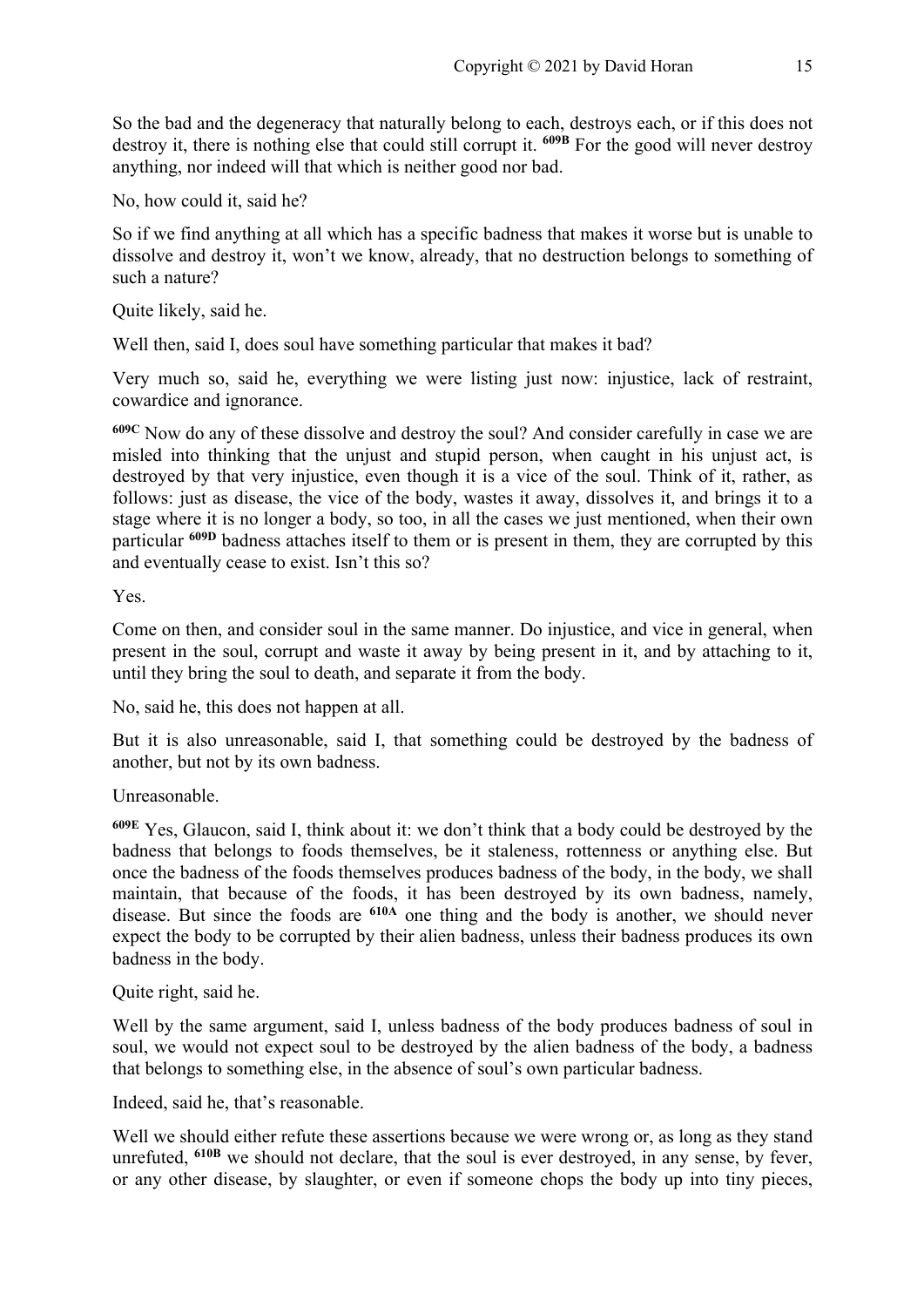So the bad and the degeneracy that naturally belong to each, destroys each, or if this does not destroy it, there is nothing else that could still corrupt it. **609B** For the good will never destroy anything, nor indeed will that which is neither good nor bad.

No, how could it, said he?

So if we find anything at all which has a specific badness that makes it worse but is unable to dissolve and destroy it, won't we know, already, that no destruction belongs to something of such a nature?

Quite likely, said he.

Well then, said I, does soul have something particular that makes it bad?

Very much so, said he, everything we were listing just now: injustice, lack of restraint, cowardice and ignorance.

**609C** Now do any of these dissolve and destroy the soul? And consider carefully in case we are misled into thinking that the unjust and stupid person, when caught in his unjust act, is destroyed by that very injustice, even though it is a vice of the soul. Think of it, rather, as follows: just as disease, the vice of the body, wastes it away, dissolves it, and brings it to a stage where it is no longer a body, so too, in all the cases we just mentioned, when their own particular **609D** badness attaches itself to them or is present in them, they are corrupted by this and eventually cease to exist. Isn't this so?

Yes.

Come on then, and consider soul in the same manner. Do injustice, and vice in general, when present in the soul, corrupt and waste it away by being present in it, and by attaching to it, until they bring the soul to death, and separate it from the body.

No, said he, this does not happen at all.

But it is also unreasonable, said I, that something could be destroyed by the badness of another, but not by its own badness.

Unreasonable.

**609E** Yes, Glaucon, said I, think about it: we don't think that a body could be destroyed by the badness that belongs to foods themselves, be it staleness, rottenness or anything else. But once the badness of the foods themselves produces badness of the body, in the body, we shall maintain, that because of the foods, it has been destroyed by its own badness, namely, disease. But since the foods are **610A** one thing and the body is another, we should never expect the body to be corrupted by their alien badness, unless their badness produces its own badness in the body.

Quite right, said he.

Well by the same argument, said I, unless badness of the body produces badness of soul in soul, we would not expect soul to be destroyed by the alien badness of the body, a badness that belongs to something else, in the absence of soul's own particular badness.

Indeed, said he, that's reasonable.

Well we should either refute these assertions because we were wrong or, as long as they stand unrefuted, **610B** we should not declare, that the soul is ever destroyed, in any sense, by fever, or any other disease, by slaughter, or even if someone chops the body up into tiny pieces,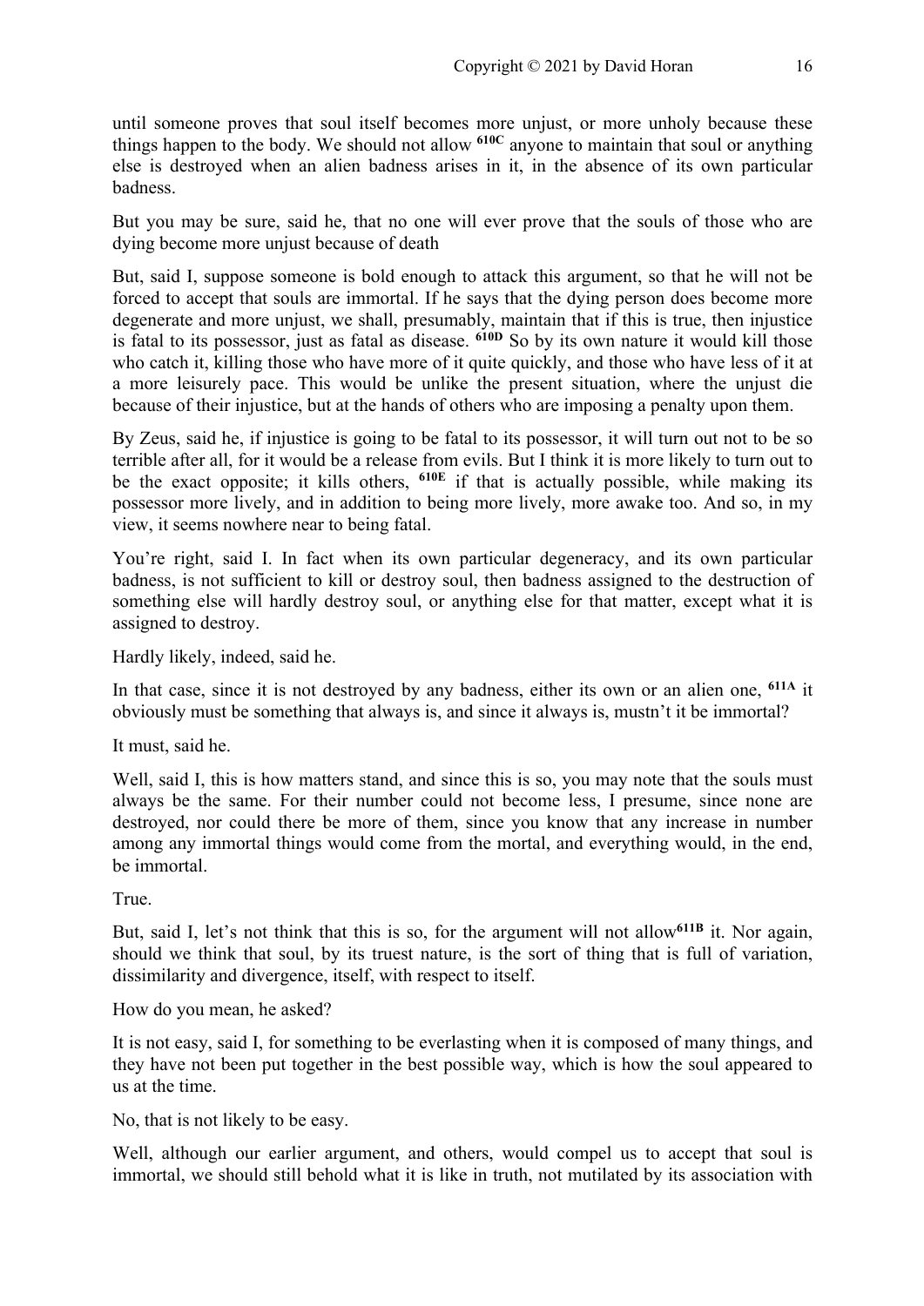until someone proves that soul itself becomes more unjust, or more unholy because these things happen to the body. We should not allow **610C** anyone to maintain that soul or anything else is destroyed when an alien badness arises in it, in the absence of its own particular badness.

But you may be sure, said he, that no one will ever prove that the souls of those who are dying become more unjust because of death

But, said I, suppose someone is bold enough to attack this argument, so that he will not be forced to accept that souls are immortal. If he says that the dying person does become more degenerate and more unjust, we shall, presumably, maintain that if this is true, then injustice is fatal to its possessor, just as fatal as disease. **610D** So by its own nature it would kill those who catch it, killing those who have more of it quite quickly, and those who have less of it at a more leisurely pace. This would be unlike the present situation, where the unjust die because of their injustice, but at the hands of others who are imposing a penalty upon them.

By Zeus, said he, if injustice is going to be fatal to its possessor, it will turn out not to be so terrible after all, for it would be a release from evils. But I think it is more likely to turn out to be the exact opposite; it kills others, **610E** if that is actually possible, while making its possessor more lively, and in addition to being more lively, more awake too. And so, in my view, it seems nowhere near to being fatal.

You're right, said I. In fact when its own particular degeneracy, and its own particular badness, is not sufficient to kill or destroy soul, then badness assigned to the destruction of something else will hardly destroy soul, or anything else for that matter, except what it is assigned to destroy.

Hardly likely, indeed, said he.

In that case, since it is not destroyed by any badness, either its own or an alien one, **611A** it obviously must be something that always is, and since it always is, mustn't it be immortal?

It must, said he.

Well, said I, this is how matters stand, and since this is so, you may note that the souls must always be the same. For their number could not become less, I presume, since none are destroyed, nor could there be more of them, since you know that any increase in number among any immortal things would come from the mortal, and everything would, in the end, be immortal.

True.

But, said I, let's not think that this is so, for the argument will not allow**611B** it. Nor again, should we think that soul, by its truest nature, is the sort of thing that is full of variation, dissimilarity and divergence, itself, with respect to itself.

How do you mean, he asked?

It is not easy, said I, for something to be everlasting when it is composed of many things, and they have not been put together in the best possible way, which is how the soul appeared to us at the time.

No, that is not likely to be easy.

Well, although our earlier argument, and others, would compel us to accept that soul is immortal, we should still behold what it is like in truth, not mutilated by its association with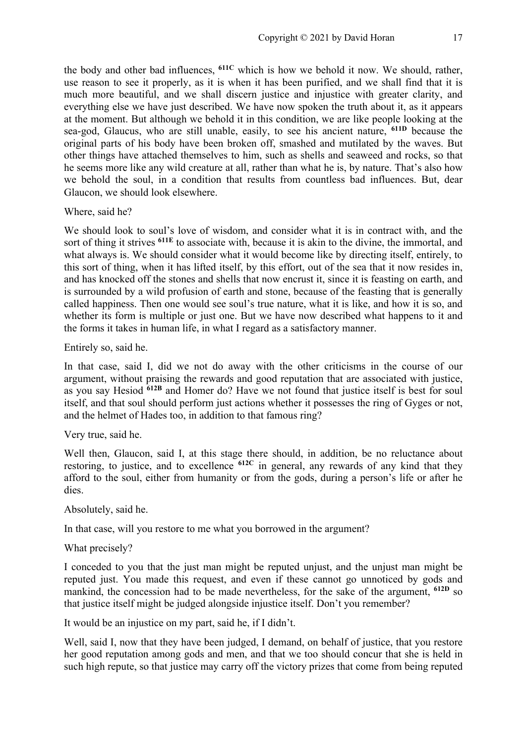the body and other bad influences, **611C** which is how we behold it now. We should, rather, use reason to see it properly, as it is when it has been purified, and we shall find that it is much more beautiful, and we shall discern justice and injustice with greater clarity, and everything else we have just described. We have now spoken the truth about it, as it appears at the moment. But although we behold it in this condition, we are like people looking at the sea-god, Glaucus, who are still unable, easily, to see his ancient nature, **611D** because the original parts of his body have been broken off, smashed and mutilated by the waves. But other things have attached themselves to him, such as shells and seaweed and rocks, so that he seems more like any wild creature at all, rather than what he is, by nature. That's also how we behold the soul, in a condition that results from countless bad influences. But, dear Glaucon, we should look elsewhere.

Where, said he?

We should look to soul's love of wisdom, and consider what it is in contract with, and the sort of thing it strives **611E** to associate with, because it is akin to the divine, the immortal, and what always is. We should consider what it would become like by directing itself, entirely, to this sort of thing, when it has lifted itself, by this effort, out of the sea that it now resides in, and has knocked off the stones and shells that now encrust it, since it is feasting on earth, and is surrounded by a wild profusion of earth and stone, because of the feasting that is generally called happiness. Then one would see soul's true nature, what it is like, and how it is so, and whether its form is multiple or just one. But we have now described what happens to it and the forms it takes in human life, in what I regard as a satisfactory manner.

Entirely so, said he.

In that case, said I, did we not do away with the other criticisms in the course of our argument, without praising the rewards and good reputation that are associated with justice, as you say Hesiod **612B** and Homer do? Have we not found that justice itself is best for soul itself, and that soul should perform just actions whether it possesses the ring of Gyges or not, and the helmet of Hades too, in addition to that famous ring?

Very true, said he.

Well then, Glaucon, said I, at this stage there should, in addition, be no reluctance about restoring, to justice, and to excellence **612C** in general, any rewards of any kind that they afford to the soul, either from humanity or from the gods, during a person's life or after he dies.

Absolutely, said he.

In that case, will you restore to me what you borrowed in the argument?

What precisely?

I conceded to you that the just man might be reputed unjust, and the unjust man might be reputed just. You made this request, and even if these cannot go unnoticed by gods and mankind, the concession had to be made nevertheless, for the sake of the argument, **612D** so that justice itself might be judged alongside injustice itself. Don't you remember?

It would be an injustice on my part, said he, if I didn't.

Well, said I, now that they have been judged, I demand, on behalf of justice, that you restore her good reputation among gods and men, and that we too should concur that she is held in such high repute, so that justice may carry off the victory prizes that come from being reputed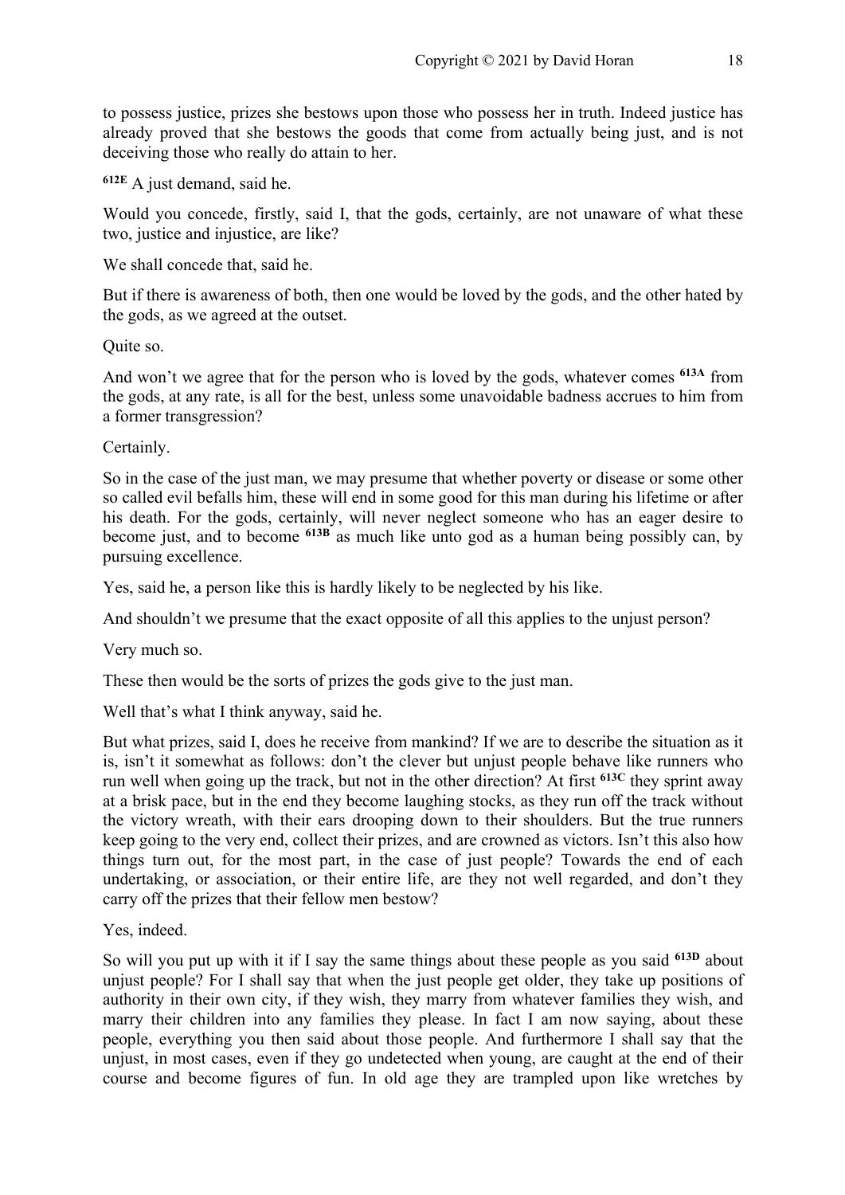to possess justice, prizes she bestows upon those who possess her in truth. Indeed justice has already proved that she bestows the goods that come from actually being just, and is not deceiving those who really do attain to her.

**612E** A just demand, said he.

Would you concede, firstly, said I, that the gods, certainly, are not unaware of what these two, justice and injustice, are like?

We shall concede that, said he.

But if there is awareness of both, then one would be loved by the gods, and the other hated by the gods, as we agreed at the outset.

Quite so.

And won't we agree that for the person who is loved by the gods, whatever comes **613A** from the gods, at any rate, is all for the best, unless some unavoidable badness accrues to him from a former transgression?

Certainly.

So in the case of the just man, we may presume that whether poverty or disease or some other so called evil befalls him, these will end in some good for this man during his lifetime or after his death. For the gods, certainly, will never neglect someone who has an eager desire to become just, and to become **613B** as much like unto god as a human being possibly can, by pursuing excellence.

Yes, said he, a person like this is hardly likely to be neglected by his like.

And shouldn't we presume that the exact opposite of all this applies to the unjust person?

Very much so.

These then would be the sorts of prizes the gods give to the just man.

Well that's what I think anyway, said he.

But what prizes, said I, does he receive from mankind? If we are to describe the situation as it is, isn't it somewhat as follows: don't the clever but unjust people behave like runners who run well when going up the track, but not in the other direction? At first **613C** they sprint away at a brisk pace, but in the end they become laughing stocks, as they run off the track without the victory wreath, with their ears drooping down to their shoulders. But the true runners keep going to the very end, collect their prizes, and are crowned as victors. Isn't this also how things turn out, for the most part, in the case of just people? Towards the end of each undertaking, or association, or their entire life, are they not well regarded, and don't they carry off the prizes that their fellow men bestow?

Yes, indeed.

So will you put up with it if I say the same things about these people as you said **613D** about unjust people? For I shall say that when the just people get older, they take up positions of authority in their own city, if they wish, they marry from whatever families they wish, and marry their children into any families they please. In fact I am now saying, about these people, everything you then said about those people. And furthermore I shall say that the unjust, in most cases, even if they go undetected when young, are caught at the end of their course and become figures of fun. In old age they are trampled upon like wretches by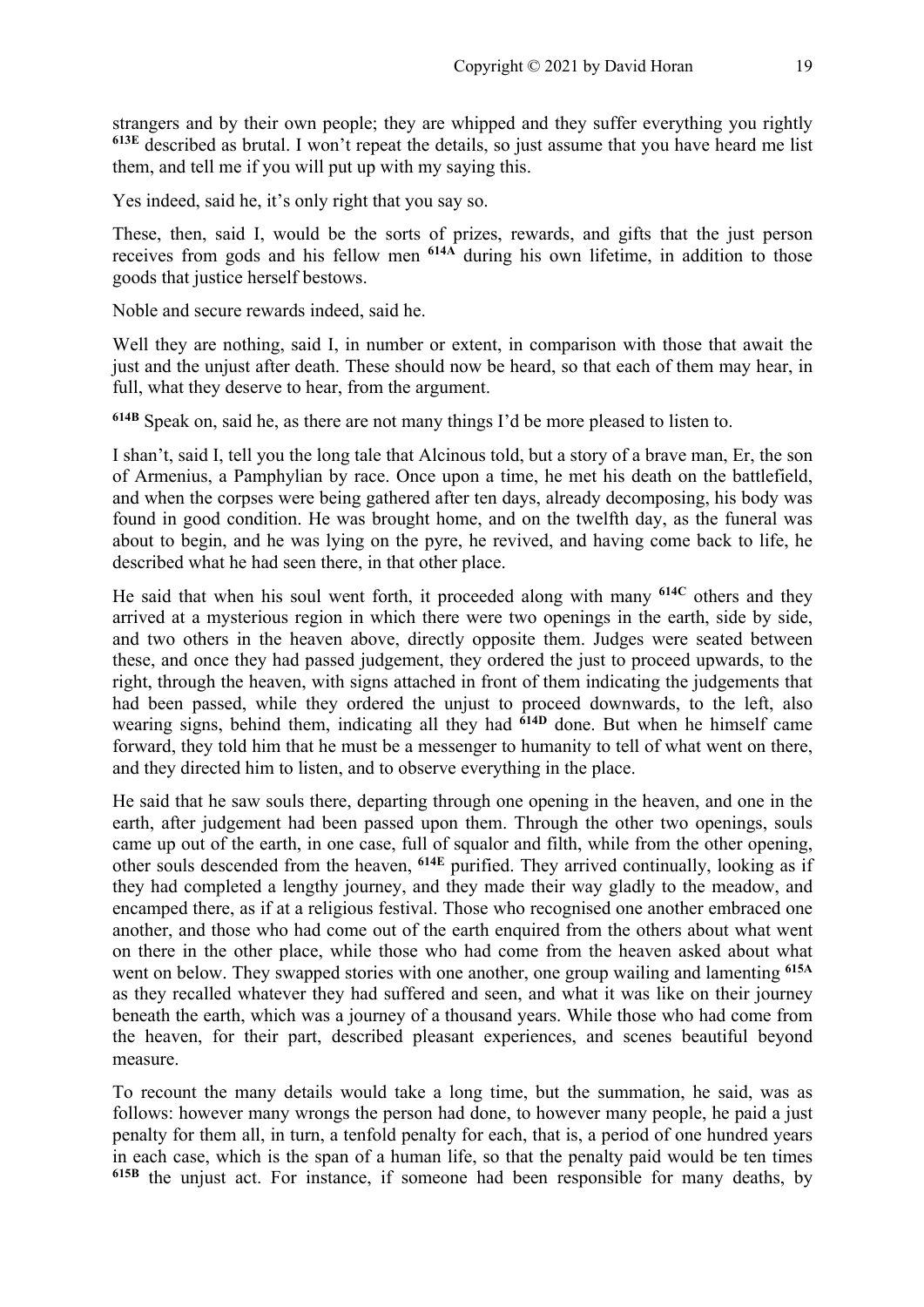strangers and by their own people; they are whipped and they suffer everything you rightly **613E** described as brutal. I won't repeat the details, so just assume that you have heard me list them, and tell me if you will put up with my saying this.

Yes indeed, said he, it's only right that you say so.

These, then, said I, would be the sorts of prizes, rewards, and gifts that the just person receives from gods and his fellow men **614A** during his own lifetime, in addition to those goods that justice herself bestows.

Noble and secure rewards indeed, said he.

Well they are nothing, said I, in number or extent, in comparison with those that await the just and the unjust after death. These should now be heard, so that each of them may hear, in full, what they deserve to hear, from the argument.

**614B** Speak on, said he, as there are not many things I'd be more pleased to listen to.

I shan't, said I, tell you the long tale that Alcinous told, but a story of a brave man, Er, the son of Armenius, a Pamphylian by race. Once upon a time, he met his death on the battlefield, and when the corpses were being gathered after ten days, already decomposing, his body was found in good condition. He was brought home, and on the twelfth day, as the funeral was about to begin, and he was lying on the pyre, he revived, and having come back to life, he described what he had seen there, in that other place.

He said that when his soul went forth, it proceeded along with many **614C** others and they arrived at a mysterious region in which there were two openings in the earth, side by side, and two others in the heaven above, directly opposite them. Judges were seated between these, and once they had passed judgement, they ordered the just to proceed upwards, to the right, through the heaven, with signs attached in front of them indicating the judgements that had been passed, while they ordered the unjust to proceed downwards, to the left, also wearing signs, behind them, indicating all they had **614D** done. But when he himself came forward, they told him that he must be a messenger to humanity to tell of what went on there, and they directed him to listen, and to observe everything in the place.

He said that he saw souls there, departing through one opening in the heaven, and one in the earth, after judgement had been passed upon them. Through the other two openings, souls came up out of the earth, in one case, full of squalor and filth, while from the other opening, other souls descended from the heaven, **614E** purified. They arrived continually, looking as if they had completed a lengthy journey, and they made their way gladly to the meadow, and encamped there, as if at a religious festival. Those who recognised one another embraced one another, and those who had come out of the earth enquired from the others about what went on there in the other place, while those who had come from the heaven asked about what went on below. They swapped stories with one another, one group wailing and lamenting **615A** as they recalled whatever they had suffered and seen, and what it was like on their journey beneath the earth, which was a journey of a thousand years. While those who had come from the heaven, for their part, described pleasant experiences, and scenes beautiful beyond measure.

To recount the many details would take a long time, but the summation, he said, was as follows: however many wrongs the person had done, to however many people, he paid a just penalty for them all, in turn, a tenfold penalty for each, that is, a period of one hundred years in each case, which is the span of a human life, so that the penalty paid would be ten times **615B** the unjust act. For instance, if someone had been responsible for many deaths, by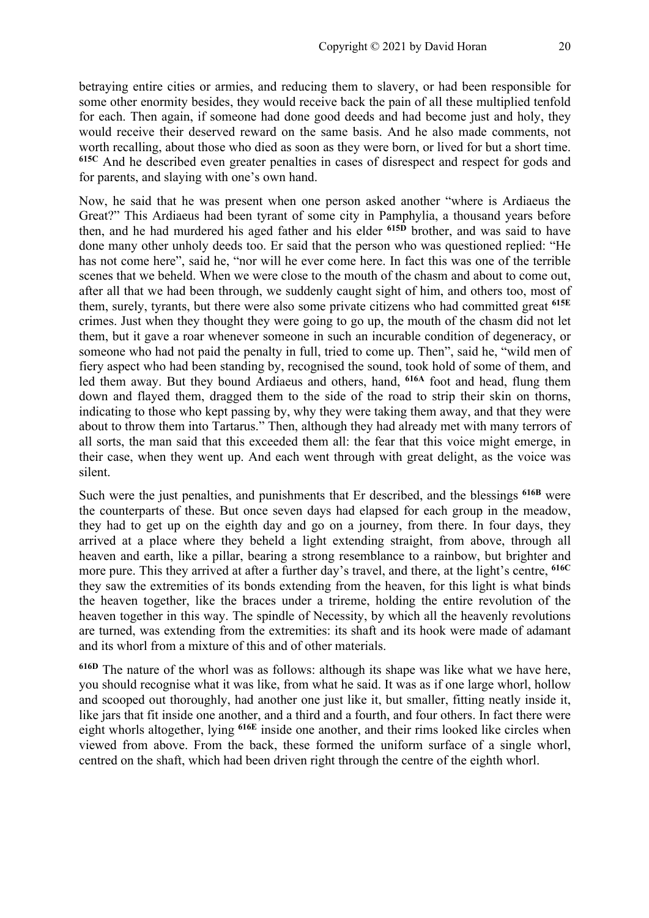betraying entire cities or armies, and reducing them to slavery, or had been responsible for some other enormity besides, they would receive back the pain of all these multiplied tenfold for each. Then again, if someone had done good deeds and had become just and holy, they would receive their deserved reward on the same basis. And he also made comments, not worth recalling, about those who died as soon as they were born, or lived for but a short time. **615C** And he described even greater penalties in cases of disrespect and respect for gods and for parents, and slaying with one's own hand.

Now, he said that he was present when one person asked another "where is Ardiaeus the Great?" This Ardiaeus had been tyrant of some city in Pamphylia, a thousand years before then, and he had murdered his aged father and his elder **615D** brother, and was said to have done many other unholy deeds too. Er said that the person who was questioned replied: "He has not come here", said he, "nor will he ever come here. In fact this was one of the terrible scenes that we beheld. When we were close to the mouth of the chasm and about to come out, after all that we had been through, we suddenly caught sight of him, and others too, most of them, surely, tyrants, but there were also some private citizens who had committed great **615E** crimes. Just when they thought they were going to go up, the mouth of the chasm did not let them, but it gave a roar whenever someone in such an incurable condition of degeneracy, or someone who had not paid the penalty in full, tried to come up. Then", said he, "wild men of fiery aspect who had been standing by, recognised the sound, took hold of some of them, and led them away. But they bound Ardiaeus and others, hand, **616A** foot and head, flung them down and flayed them, dragged them to the side of the road to strip their skin on thorns, indicating to those who kept passing by, why they were taking them away, and that they were about to throw them into Tartarus." Then, although they had already met with many terrors of all sorts, the man said that this exceeded them all: the fear that this voice might emerge, in their case, when they went up. And each went through with great delight, as the voice was silent.

Such were the just penalties, and punishments that Er described, and the blessings **616B** were the counterparts of these. But once seven days had elapsed for each group in the meadow, they had to get up on the eighth day and go on a journey, from there. In four days, they arrived at a place where they beheld a light extending straight, from above, through all heaven and earth, like a pillar, bearing a strong resemblance to a rainbow, but brighter and more pure. This they arrived at after a further day's travel, and there, at the light's centre, **616C** they saw the extremities of its bonds extending from the heaven, for this light is what binds the heaven together, like the braces under a trireme, holding the entire revolution of the heaven together in this way. The spindle of Necessity, by which all the heavenly revolutions are turned, was extending from the extremities: its shaft and its hook were made of adamant and its whorl from a mixture of this and of other materials.

**616D** The nature of the whorl was as follows: although its shape was like what we have here, you should recognise what it was like, from what he said. It was as if one large whorl, hollow and scooped out thoroughly, had another one just like it, but smaller, fitting neatly inside it, like jars that fit inside one another, and a third and a fourth, and four others. In fact there were eight whorls altogether, lying **616E** inside one another, and their rims looked like circles when viewed from above. From the back, these formed the uniform surface of a single whorl, centred on the shaft, which had been driven right through the centre of the eighth whorl.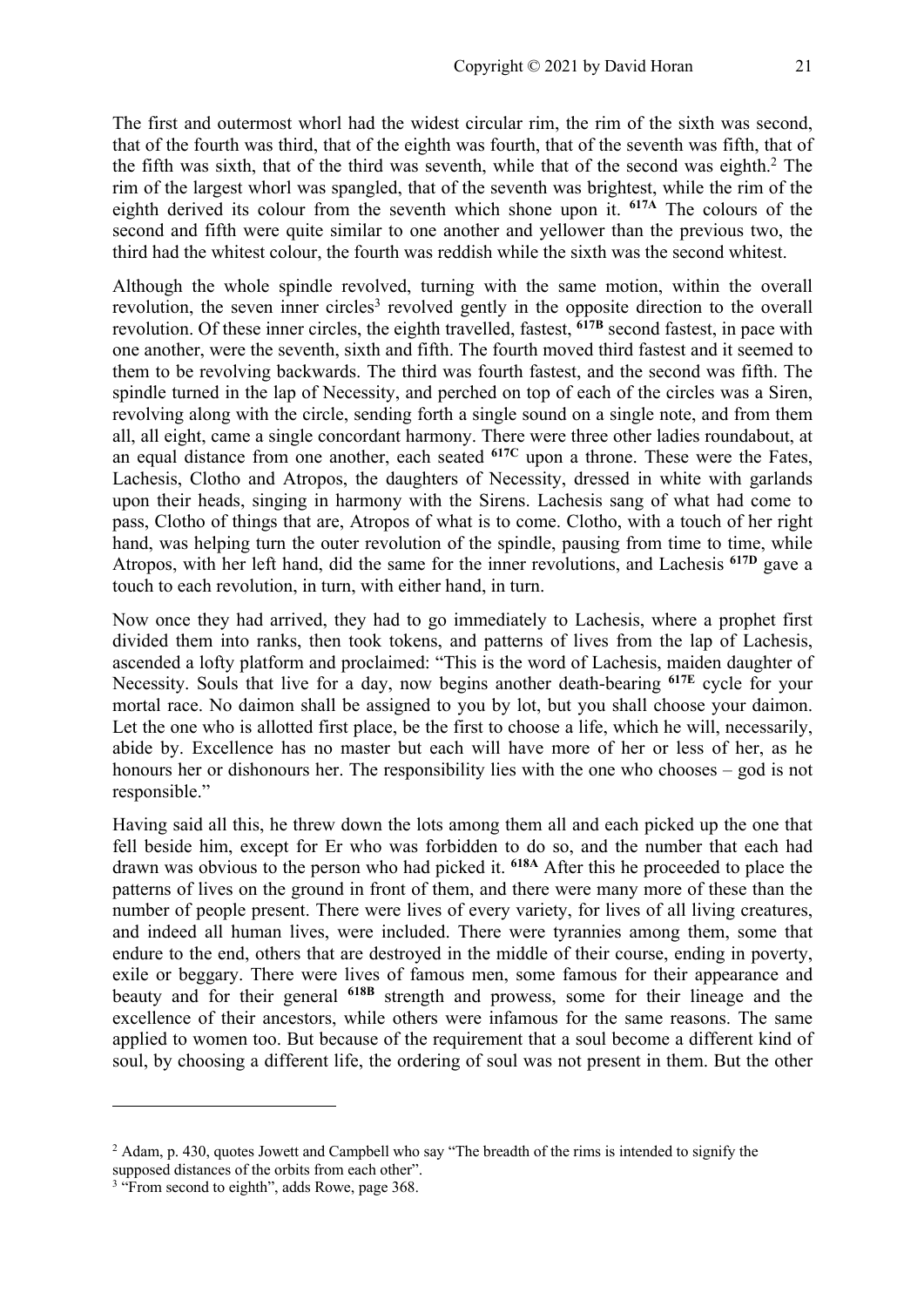The first and outermost whorl had the widest circular rim, the rim of the sixth was second, that of the fourth was third, that of the eighth was fourth, that of the seventh was fifth, that of the fifth was sixth, that of the third was seventh, while that of the second was eighth.[2] The rim of the largest whorl was spangled, that of the seventh was brightest, while the rim of the eighth derived its colour from the seventh which shone upon it. **617A** The colours of the second and fifth were quite similar to one another and yellower than the previous two, the third had the whitest colour, the fourth was reddish while the sixth was the second whitest.

Although the whole spindle revolved, turning with the same motion, within the overall revolution, the seven inner circles[3] revolved gently in the opposite direction to the overall revolution. Of these inner circles, the eighth travelled, fastest, **617B** second fastest, in pace with one another, were the seventh, sixth and fifth. The fourth moved third fastest and it seemed to them to be revolving backwards. The third was fourth fastest, and the second was fifth. The spindle turned in the lap of Necessity, and perched on top of each of the circles was a Siren, revolving along with the circle, sending forth a single sound on a single note, and from them all, all eight, came a single concordant harmony. There were three other ladies roundabout, at an equal distance from one another, each seated **617C** upon a throne. These were the Fates, Lachesis, Clotho and Atropos, the daughters of Necessity, dressed in white with garlands upon their heads, singing in harmony with the Sirens. Lachesis sang of what had come to pass, Clotho of things that are, Atropos of what is to come. Clotho, with a touch of her right hand, was helping turn the outer revolution of the spindle, pausing from time to time, while Atropos, with her left hand, did the same for the inner revolutions, and Lachesis **617D** gave a touch to each revolution, in turn, with either hand, in turn.

Now once they had arrived, they had to go immediately to Lachesis, where a prophet first divided them into ranks, then took tokens, and patterns of lives from the lap of Lachesis, ascended a lofty platform and proclaimed: "This is the word of Lachesis, maiden daughter of Necessity. Souls that live for a day, now begins another death-bearing **617E** cycle for your mortal race. No daimon shall be assigned to you by lot, but you shall choose your daimon. Let the one who is allotted first place, be the first to choose a life, which he will, necessarily, abide by. Excellence has no master but each will have more of her or less of her, as he honours her or dishonours her. The responsibility lies with the one who chooses – god is not responsible."

Having said all this, he threw down the lots among them all and each picked up the one that fell beside him, except for Er who was forbidden to do so, and the number that each had drawn was obvious to the person who had picked it. **618A** After this he proceeded to place the patterns of lives on the ground in front of them, and there were many more of these than the number of people present. There were lives of every variety, for lives of all living creatures, and indeed all human lives, were included. There were tyrannies among them, some that endure to the end, others that are destroyed in the middle of their course, ending in poverty, exile or beggary. There were lives of famous men, some famous for their appearance and beauty and for their general **618B** strength and prowess, some for their lineage and the excellence of their ancestors, while others were infamous for the same reasons. The same applied to women too. But because of the requirement that a soul become a different kind of soul, by choosing a different life, the ordering of soul was not present in them. But the other

---

[2] Adam, p. 430, quotes Jowett and Campbell who say "The breadth of the rims is intended to signify the supposed distances of the orbits from each other".

[3] "From second to eighth", adds Rowe, page 368.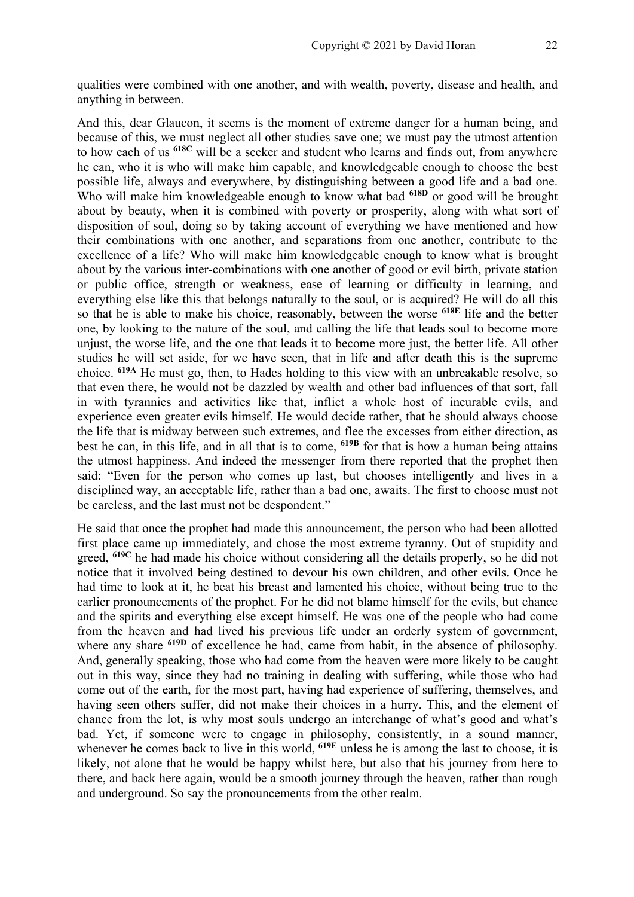qualities were combined with one another, and with wealth, poverty, disease and health, and anything in between.

And this, dear Glaucon, it seems is the moment of extreme danger for a human being, and because of this, we must neglect all other studies save one; we must pay the utmost attention to how each of us **618C** will be a seeker and student who learns and finds out, from anywhere he can, who it is who will make him capable, and knowledgeable enough to choose the best possible life, always and everywhere, by distinguishing between a good life and a bad one. Who will make him knowledgeable enough to know what bad **618D** or good will be brought about by beauty, when it is combined with poverty or prosperity, along with what sort of disposition of soul, doing so by taking account of everything we have mentioned and how their combinations with one another, and separations from one another, contribute to the excellence of a life? Who will make him knowledgeable enough to know what is brought about by the various inter-combinations with one another of good or evil birth, private station or public office, strength or weakness, ease of learning or difficulty in learning, and everything else like this that belongs naturally to the soul, or is acquired? He will do all this so that he is able to make his choice, reasonably, between the worse **618E** life and the better one, by looking to the nature of the soul, and calling the life that leads soul to become more unjust, the worse life, and the one that leads it to become more just, the better life. All other studies he will set aside, for we have seen, that in life and after death this is the supreme choice. **619A** He must go, then, to Hades holding to this view with an unbreakable resolve, so that even there, he would not be dazzled by wealth and other bad influences of that sort, fall in with tyrannies and activities like that, inflict a whole host of incurable evils, and experience even greater evils himself. He would decide rather, that he should always choose the life that is midway between such extremes, and flee the excesses from either direction, as best he can, in this life, and in all that is to come, **619B** for that is how a human being attains the utmost happiness. And indeed the messenger from there reported that the prophet then said: "Even for the person who comes up last, but chooses intelligently and lives in a disciplined way, an acceptable life, rather than a bad one, awaits. The first to choose must not be careless, and the last must not be despondent."

He said that once the prophet had made this announcement, the person who had been allotted first place came up immediately, and chose the most extreme tyranny. Out of stupidity and greed, **619C** he had made his choice without considering all the details properly, so he did not notice that it involved being destined to devour his own children, and other evils. Once he had time to look at it, he beat his breast and lamented his choice, without being true to the earlier pronouncements of the prophet. For he did not blame himself for the evils, but chance and the spirits and everything else except himself. He was one of the people who had come from the heaven and had lived his previous life under an orderly system of government, where any share **619D** of excellence he had, came from habit, in the absence of philosophy. And, generally speaking, those who had come from the heaven were more likely to be caught out in this way, since they had no training in dealing with suffering, while those who had come out of the earth, for the most part, having had experience of suffering, themselves, and having seen others suffer, did not make their choices in a hurry. This, and the element of chance from the lot, is why most souls undergo an interchange of what's good and what's bad. Yet, if someone were to engage in philosophy, consistently, in a sound manner, whenever he comes back to live in this world, **619E** unless he is among the last to choose, it is likely, not alone that he would be happy whilst here, but also that his journey from here to there, and back here again, would be a smooth journey through the heaven, rather than rough and underground. So say the pronouncements from the other realm.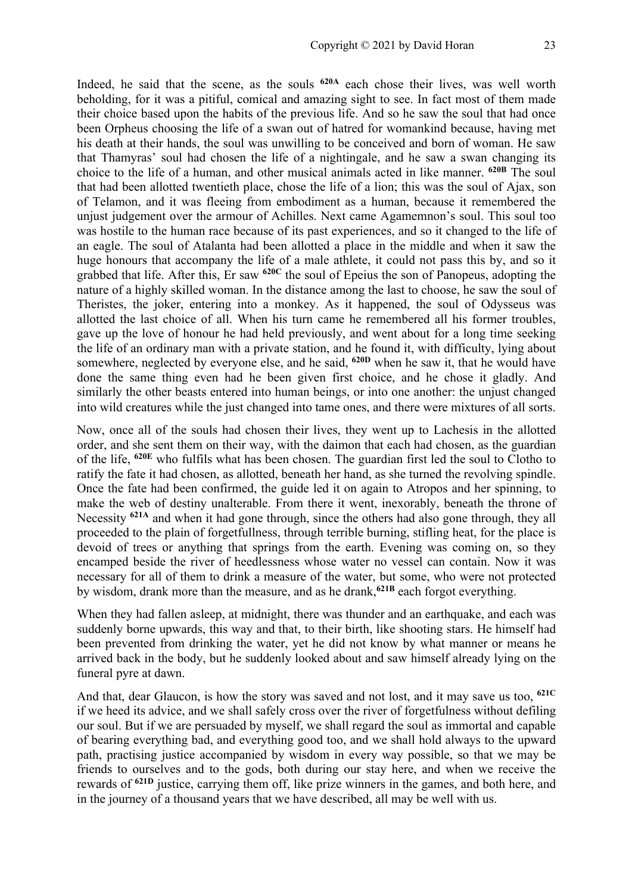Indeed, he said that the scene, as the souls [620A] each chose their lives, was well worth beholding, for it was a pitiful, comical and amazing sight to see. In fact most of them made their choice based upon the habits of the previous life. And so he saw the soul that had once been Orpheus choosing the life of a swan out of hatred for womankind because, having met his death at their hands, the soul was unwilling to be conceived and born of woman. He saw that Thamyras' soul had chosen the life of a nightingale, and he saw a swan changing its choice to the life of a human, and other musical animals acted in like manner. [620B] The soul that had been allotted twentieth place, chose the life of a lion; this was the soul of Ajax, son of Telamon, and it was fleeing from embodiment as a human, because it remembered the unjust judgement over the armour of Achilles. Next came Agamemnon's soul. This soul too was hostile to the human race because of its past experiences, and so it changed to the life of an eagle. The soul of Atalanta had been allotted a place in the middle and when it saw the huge honours that accompany the life of a male athlete, it could not pass this by, and so it grabbed that life. After this, Er saw [620C] the soul of Epeius the son of Panopeus, adopting the nature of a highly skilled woman. In the distance among the last to choose, he saw the soul of Theristes, the joker, entering into a monkey. As it happened, the soul of Odysseus was allotted the last choice of all. When his turn came he remembered all his former troubles, gave up the love of honour he had held previously, and went about for a long time seeking the life of an ordinary man with a private station, and he found it, with difficulty, lying about somewhere, neglected by everyone else, and he said, [620D] when he saw it, that he would have done the same thing even had he been given first choice, and he chose it gladly. And similarly the other beasts entered into human beings, or into one another: the unjust changed into wild creatures while the just changed into tame ones, and there were mixtures of all sorts.

Now, once all of the souls had chosen their lives, they went up to Lachesis in the allotted order, and she sent them on their way, with the daimon that each had chosen, as the guardian of the life, [620E] who fulfils what has been chosen. The guardian first led the soul to Clotho to ratify the fate it had chosen, as allotted, beneath her hand, as she turned the revolving spindle. Once the fate had been confirmed, the guide led it on again to Atropos and her spinning, to make the web of destiny unalterable. From there it went, inexorably, beneath the throne of Necessity [621A] and when it had gone through, since the others had also gone through, they all proceeded to the plain of forgetfullness, through terrible burning, stifling heat, for the place is devoid of trees or anything that springs from the earth. Evening was coming on, so they encamped beside the river of heedlessness whose water no vessel can contain. Now it was necessary for all of them to drink a measure of the water, but some, who were not protected by wisdom, drank more than the measure, and as he drank,[621B] each forgot everything.

When they had fallen asleep, at midnight, there was thunder and an earthquake, and each was suddenly borne upwards, this way and that, to their birth, like shooting stars. He himself had been prevented from drinking the water, yet he did not know by what manner or means he arrived back in the body, but he suddenly looked about and saw himself already lying on the funeral pyre at dawn.

And that, dear Glaucon, is how the story was saved and not lost, and it may save us too, [621C] if we heed its advice, and we shall safely cross over the river of forgetfulness without defiling our soul. But if we are persuaded by myself, we shall regard the soul as immortal and capable of bearing everything bad, and everything good too, and we shall hold always to the upward path, practising justice accompanied by wisdom in every way possible, so that we may be friends to ourselves and to the gods, both during our stay here, and when we receive the rewards of [621D] justice, carrying them off, like prize winners in the games, and both here, and in the journey of a thousand years that we have described, all may be well with us.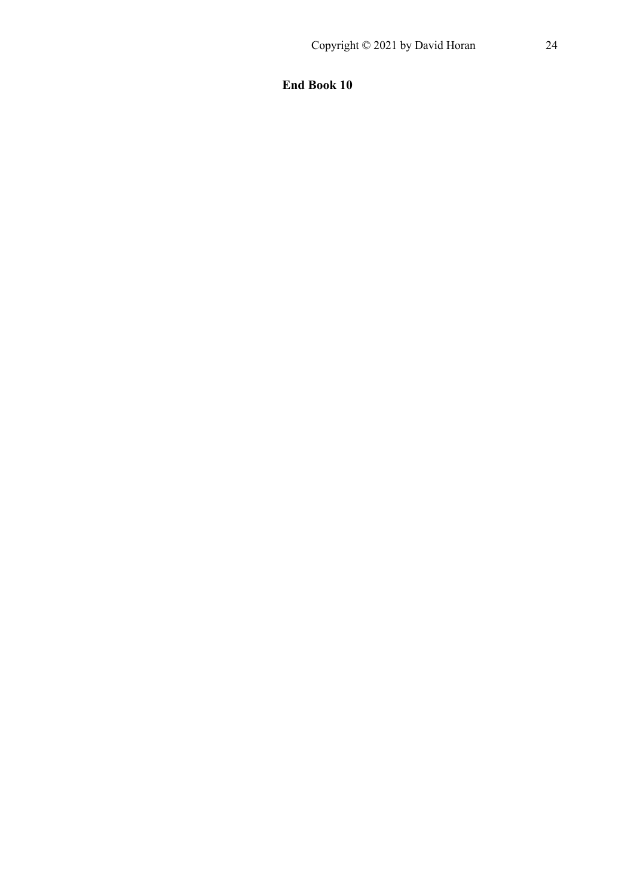**End Book 10**